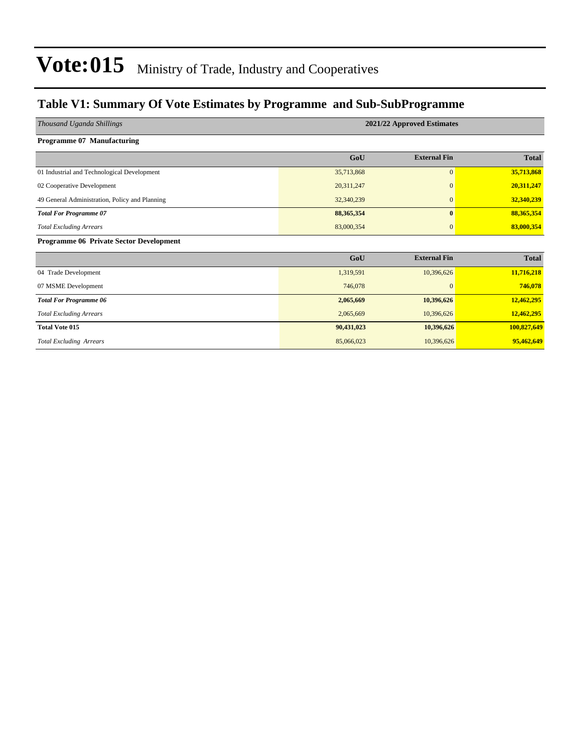# Vote:015 Ministry of Trade, Industry and Cooperatives

## Table V1: Summary Of Vote Estimates by Programme and Sub-SubProgramme

| *Thousand Uganda Shillings* | 2021/22 Approved Estimates | | |
|---|---|---|---|
| **Programme 07 Manufacturing** | | | |
| | **GoU** | **External Fin** | **Total** |
| 01 Industrial and Technological Development | 35,713,868 | 0 | **35,713,868** |
| 02 Cooperative Development | 20,311,247 | 0 | **20,311,247** |
| 49 General Administration, Policy and Planning | 32,340,239 | 0 | **32,340,239** |
| ***Total For Programme 07*** | **88,365,354** | **0** | **88,365,354** |
| *Total Excluding Arrears* | 83,000,354 | 0 | **83,000,354** |
| **Programme 06 Private Sector Development** | | | |
| | **GoU** | **External Fin** | **Total** |
| 04 Trade Development | 1,319,591 | 10,396,626 | **11,716,218** |
| 07 MSME Development | 746,078 | 0 | **746,078** |
| ***Total For Programme 06*** | **2,065,669** | **10,396,626** | **12,462,295** |
| *Total Excluding Arrears* | 2,065,669 | 10,396,626 | **12,462,295** |
| **Total Vote 015** | **90,431,023** | **10,396,626** | **100,827,649** |
| *Total Excluding Arrears* | 85,066,023 | 10,396,626 | **95,462,649** |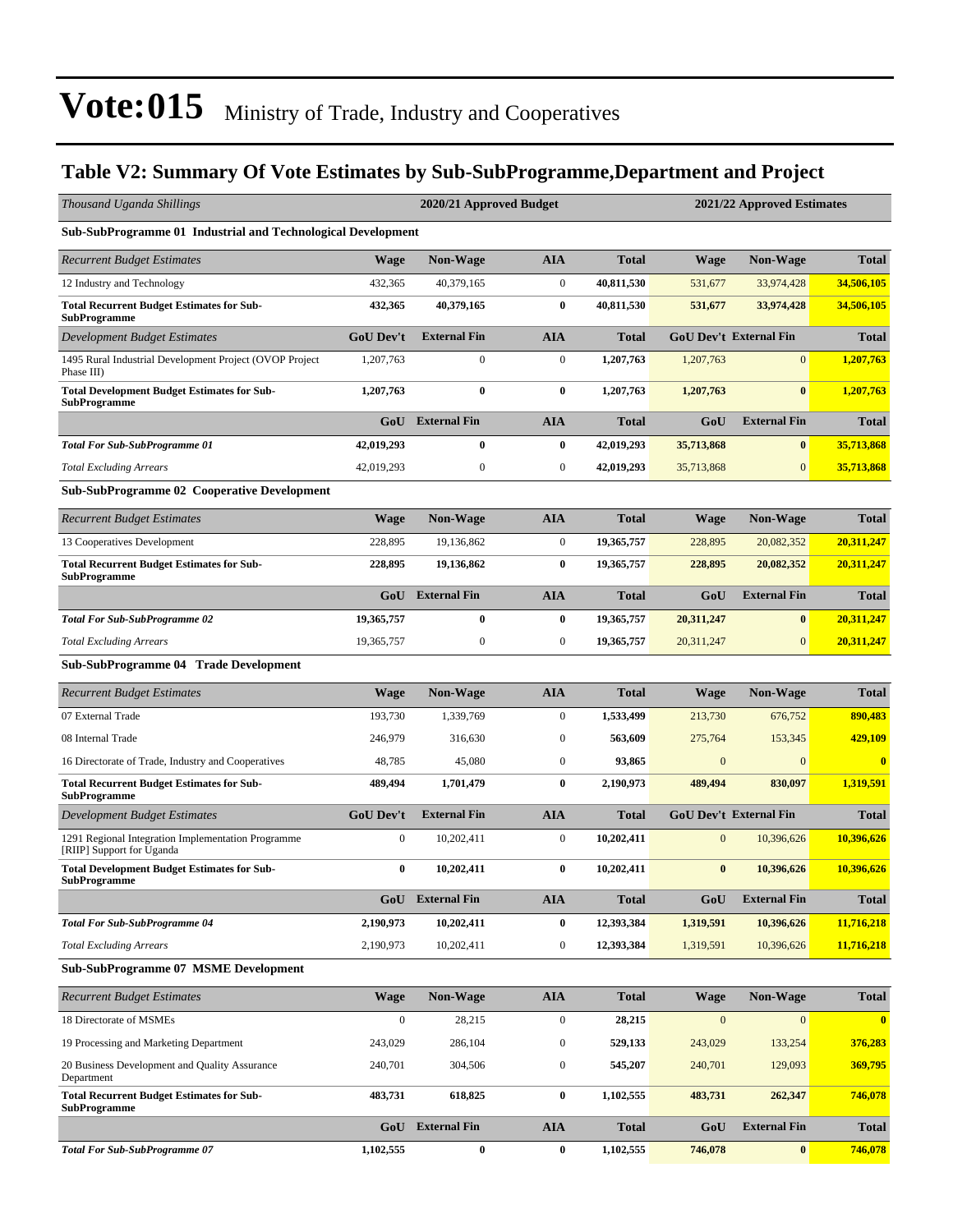# Vote:015 Ministry of Trade, Industry and Cooperatives

## Table V2: Summary Of Vote Estimates by Sub-SubProgramme,Department and Project

| *Thousand Uganda Shillings* | 2020/21 Approved Budget | | | | 2021/22 Approved Estimates | | |
|---|---|---|---|---|---|---|---|
| **Sub-SubProgramme 01 Industrial and Technological Development** | | | | | | | |
| *Recurrent Budget Estimates* | **Wage** | **Non-Wage** | **AIA** | **Total** | **Wage** | **Non-Wage** | **Total** |
| 12 Industry and Technology | 432,365 | 40,379,165 | 0 | **40,811,530** | 531,677 | 33,974,428 | **34,506,105** |
| **Total Recurrent Budget Estimates for Sub-SubProgramme** | **432,365** | **40,379,165** | **0** | **40,811,530** | **531,677** | **33,974,428** | **34,506,105** |
| *Development Budget Estimates* | **GoU Dev't** | **External Fin** | **AIA** | **Total** | **GoU Dev't** | **External Fin** | **Total** |
| 1495 Rural Industrial Development Project (OVOP Project Phase III) | 1,207,763 | 0 | 0 | **1,207,763** | 1,207,763 | 0 | **1,207,763** |
| **Total Development Budget Estimates for Sub-SubProgramme** | **1,207,763** | **0** | **0** | **1,207,763** | **1,207,763** | **0** | **1,207,763** |
| | **GoU** | **External Fin** | **AIA** | **Total** | **GoU** | **External Fin** | **Total** |
| ***Total For Sub-SubProgramme 01*** | **42,019,293** | **0** | **0** | **42,019,293** | **35,713,868** | **0** | **35,713,868** |
| *Total Excluding Arrears* | 42,019,293 | 0 | 0 | **42,019,293** | 35,713,868 | 0 | **35,713,868** |
| **Sub-SubProgramme 02 Cooperative Development** | | | | | | | |
| *Recurrent Budget Estimates* | **Wage** | **Non-Wage** | **AIA** | **Total** | **Wage** | **Non-Wage** | **Total** |
| 13 Cooperatives Development | 228,895 | 19,136,862 | 0 | **19,365,757** | 228,895 | 20,082,352 | **20,311,247** |
| **Total Recurrent Budget Estimates for Sub-SubProgramme** | **228,895** | **19,136,862** | **0** | **19,365,757** | **228,895** | **20,082,352** | **20,311,247** |
| | **GoU** | **External Fin** | **AIA** | **Total** | **GoU** | **External Fin** | **Total** |
| ***Total For Sub-SubProgramme 02*** | **19,365,757** | **0** | **0** | **19,365,757** | **20,311,247** | **0** | **20,311,247** |
| *Total Excluding Arrears* | 19,365,757 | 0 | 0 | **19,365,757** | 20,311,247 | 0 | **20,311,247** |
| **Sub-SubProgramme 04 Trade Development** | | | | | | | |
| *Recurrent Budget Estimates* | **Wage** | **Non-Wage** | **AIA** | **Total** | **Wage** | **Non-Wage** | **Total** |
| 07 External Trade | 193,730 | 1,339,769 | 0 | **1,533,499** | 213,730 | 676,752 | **890,483** |
| 08 Internal Trade | 246,979 | 316,630 | 0 | **563,609** | 275,764 | 153,345 | **429,109** |
| 16 Directorate of Trade, Industry and Cooperatives | 48,785 | 45,080 | 0 | **93,865** | 0 | 0 | **0** |
| **Total Recurrent Budget Estimates for Sub-SubProgramme** | **489,494** | **1,701,479** | **0** | **2,190,973** | **489,494** | **830,097** | **1,319,591** |
| *Development Budget Estimates* | **GoU Dev't** | **External Fin** | **AIA** | **Total** | **GoU Dev't** | **External Fin** | **Total** |
| 1291 Regional Integration Implementation Programme [RIIP] Support for Uganda | 0 | 10,202,411 | 0 | **10,202,411** | 0 | 10,396,626 | **10,396,626** |
| **Total Development Budget Estimates for Sub-SubProgramme** | **0** | **10,202,411** | **0** | **10,202,411** | **0** | **10,396,626** | **10,396,626** |
| | **GoU** | **External Fin** | **AIA** | **Total** | **GoU** | **External Fin** | **Total** |
| ***Total For Sub-SubProgramme 04*** | **2,190,973** | **10,202,411** | **0** | **12,393,384** | **1,319,591** | **10,396,626** | **11,716,218** |
| *Total Excluding Arrears* | 2,190,973 | 10,202,411 | 0 | **12,393,384** | 1,319,591 | 10,396,626 | **11,716,218** |
| **Sub-SubProgramme 07 MSME Development** | | | | | | | |
| *Recurrent Budget Estimates* | **Wage** | **Non-Wage** | **AIA** | **Total** | **Wage** | **Non-Wage** | **Total** |
| 18 Directorate of MSMEs | 0 | 28,215 | 0 | **28,215** | 0 | 0 | **0** |
| 19 Processing and Marketing Department | 243,029 | 286,104 | 0 | **529,133** | 243,029 | 133,254 | **376,283** |
| 20 Business Development and Quality Assurance Department | 240,701 | 304,506 | 0 | **545,207** | 240,701 | 129,093 | **369,795** |
| **Total Recurrent Budget Estimates for Sub-SubProgramme** | **483,731** | **618,825** | **0** | **1,102,555** | **483,731** | **262,347** | **746,078** |
| | **GoU** | **External Fin** | **AIA** | **Total** | **GoU** | **External Fin** | **Total** |
| ***Total For Sub-SubProgramme 07*** | **1,102,555** | **0** | **0** | **1,102,555** | **746,078** | **0** | **746,078** |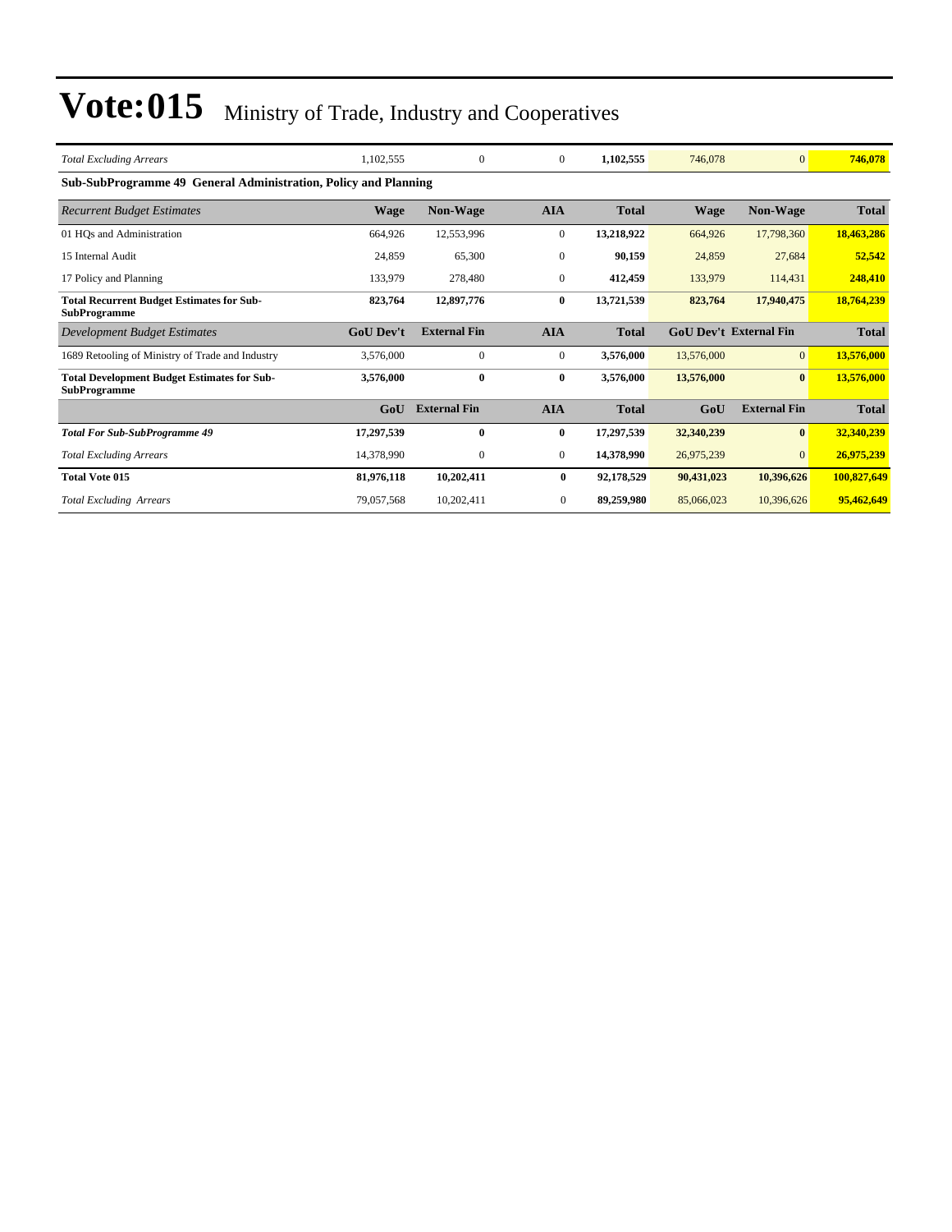# Vote:015 Ministry of Trade, Industry and Cooperatives

| | | | | | | | |
|---|---|---|---|---|---|---|---|
| *Total Excluding Arrears* | 1,102,555 | 0 | 0 | **1,102,555** | 746,078 | 0 | **746,078** |

**Sub-SubProgramme 49 General Administration, Policy and Planning**

| *Recurrent Budget Estimates* | **Wage** | **Non-Wage** | **AIA** | **Total** | **Wage** | **Non-Wage** | **Total** |
|---|---|---|---|---|---|---|---|
| 01 HQs and Administration | 664,926 | 12,553,996 | 0 | **13,218,922** | 664,926 | 17,798,360 | **18,463,286** |
| 15 Internal Audit | 24,859 | 65,300 | 0 | **90,159** | 24,859 | 27,684 | **52,542** |
| 17 Policy and Planning | 133,979 | 278,480 | 0 | **412,459** | 133,979 | 114,431 | **248,410** |
| **Total Recurrent Budget Estimates for Sub-SubProgramme** | **823,764** | **12,897,776** | **0** | **13,721,539** | **823,764** | **17,940,475** | **18,764,239** |
| *Development Budget Estimates* | **GoU Dev't** | **External Fin** | **AIA** | **Total** | **GoU Dev't** | **External Fin** | **Total** |
| 1689 Retooling of Ministry of Trade and Industry | 3,576,000 | 0 | 0 | **3,576,000** | 13,576,000 | 0 | **13,576,000** |
| **Total Development Budget Estimates for Sub-SubProgramme** | **3,576,000** | **0** | **0** | **3,576,000** | **13,576,000** | **0** | **13,576,000** |
| | **GoU** | **External Fin** | **AIA** | **Total** | **GoU** | **External Fin** | **Total** |
| ***Total For Sub-SubProgramme 49*** | **17,297,539** | **0** | **0** | **17,297,539** | **32,340,239** | **0** | **32,340,239** |
| *Total Excluding Arrears* | 14,378,990 | 0 | 0 | **14,378,990** | 26,975,239 | 0 | **26,975,239** |
| **Total Vote 015** | **81,976,118** | **10,202,411** | **0** | **92,178,529** | **90,431,023** | **10,396,626** | **100,827,649** |
| *Total Excluding Arrears* | 79,057,568 | 10,202,411 | 0 | **89,259,980** | 85,066,023 | 10,396,626 | **95,462,649** |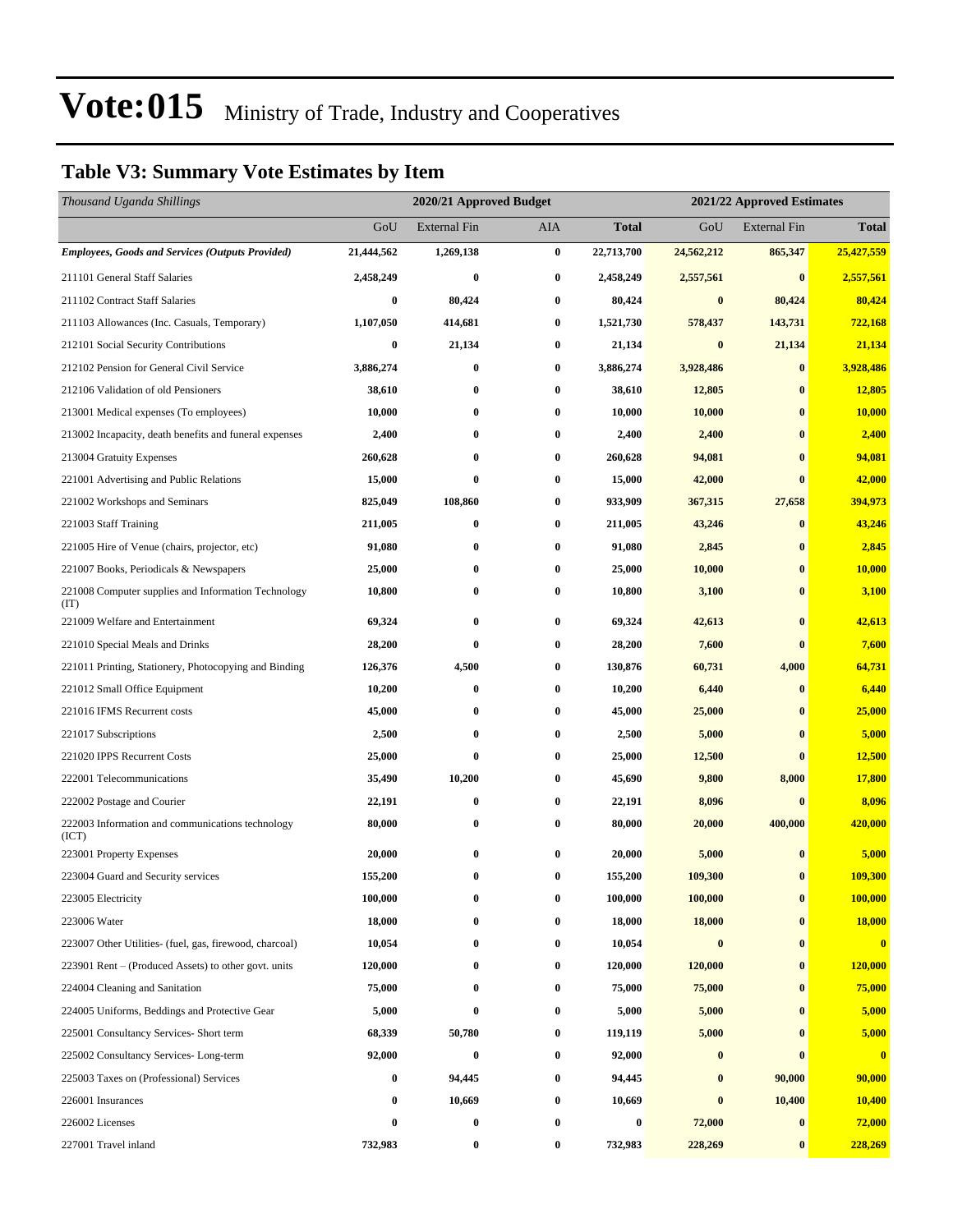# Vote:015 Ministry of Trade, Industry and Cooperatives

## Table V3: Summary Vote Estimates by Item

| *Thousand Uganda Shillings* | 2020/21 Approved Budget | | | | 2021/22 Approved Estimates | | |
|---|---|---|---|---|---|---|---|
| | GoU | External Fin | AIA | **Total** | GoU | External Fin | **Total** |
| ***Employees, Goods and Services (Outputs Provided)*** | **21,444,562** | **1,269,138** | **0** | **22,713,700** | **24,562,212** | **865,347** | **25,427,559** |
| 211101 General Staff Salaries | **2,458,249** | **0** | **0** | **2,458,249** | **2,557,561** | **0** | **2,557,561** |
| 211102 Contract Staff Salaries | **0** | **80,424** | **0** | **80,424** | **0** | **80,424** | **80,424** |
| 211103 Allowances (Inc. Casuals, Temporary) | **1,107,050** | **414,681** | **0** | **1,521,730** | **578,437** | **143,731** | **722,168** |
| 212101 Social Security Contributions | **0** | **21,134** | **0** | **21,134** | **0** | **21,134** | **21,134** |
| 212102 Pension for General Civil Service | **3,886,274** | **0** | **0** | **3,886,274** | **3,928,486** | **0** | **3,928,486** |
| 212106 Validation of old Pensioners | **38,610** | **0** | **0** | **38,610** | **12,805** | **0** | **12,805** |
| 213001 Medical expenses (To employees) | **10,000** | **0** | **0** | **10,000** | **10,000** | **0** | **10,000** |
| 213002 Incapacity, death benefits and funeral expenses | **2,400** | **0** | **0** | **2,400** | **2,400** | **0** | **2,400** |
| 213004 Gratuity Expenses | **260,628** | **0** | **0** | **260,628** | **94,081** | **0** | **94,081** |
| 221001 Advertising and Public Relations | **15,000** | **0** | **0** | **15,000** | **42,000** | **0** | **42,000** |
| 221002 Workshops and Seminars | **825,049** | **108,860** | **0** | **933,909** | **367,315** | **27,658** | **394,973** |
| 221003 Staff Training | **211,005** | **0** | **0** | **211,005** | **43,246** | **0** | **43,246** |
| 221005 Hire of Venue (chairs, projector, etc) | **91,080** | **0** | **0** | **91,080** | **2,845** | **0** | **2,845** |
| 221007 Books, Periodicals & Newspapers | **25,000** | **0** | **0** | **25,000** | **10,000** | **0** | **10,000** |
| 221008 Computer supplies and Information Technology (IT) | **10,800** | **0** | **0** | **10,800** | **3,100** | **0** | **3,100** |
| 221009 Welfare and Entertainment | **69,324** | **0** | **0** | **69,324** | **42,613** | **0** | **42,613** |
| 221010 Special Meals and Drinks | **28,200** | **0** | **0** | **28,200** | **7,600** | **0** | **7,600** |
| 221011 Printing, Stationery, Photocopying and Binding | **126,376** | **4,500** | **0** | **130,876** | **60,731** | **4,000** | **64,731** |
| 221012 Small Office Equipment | **10,200** | **0** | **0** | **10,200** | **6,440** | **0** | **6,440** |
| 221016 IFMS Recurrent costs | **45,000** | **0** | **0** | **45,000** | **25,000** | **0** | **25,000** |
| 221017 Subscriptions | **2,500** | **0** | **0** | **2,500** | **5,000** | **0** | **5,000** |
| 221020 IPPS Recurrent Costs | **25,000** | **0** | **0** | **25,000** | **12,500** | **0** | **12,500** |
| 222001 Telecommunications | **35,490** | **10,200** | **0** | **45,690** | **9,800** | **8,000** | **17,800** |
| 222002 Postage and Courier | **22,191** | **0** | **0** | **22,191** | **8,096** | **0** | **8,096** |
| 222003 Information and communications technology (ICT) | **80,000** | **0** | **0** | **80,000** | **20,000** | **400,000** | **420,000** |
| 223001 Property Expenses | **20,000** | **0** | **0** | **20,000** | **5,000** | **0** | **5,000** |
| 223004 Guard and Security services | **155,200** | **0** | **0** | **155,200** | **109,300** | **0** | **109,300** |
| 223005 Electricity | **100,000** | **0** | **0** | **100,000** | **100,000** | **0** | **100,000** |
| 223006 Water | **18,000** | **0** | **0** | **18,000** | **18,000** | **0** | **18,000** |
| 223007 Other Utilities- (fuel, gas, firewood, charcoal) | **10,054** | **0** | **0** | **10,054** | **0** | **0** | **0** |
| 223901 Rent – (Produced Assets) to other govt. units | **120,000** | **0** | **0** | **120,000** | **120,000** | **0** | **120,000** |
| 224004 Cleaning and Sanitation | **75,000** | **0** | **0** | **75,000** | **75,000** | **0** | **75,000** |
| 224005 Uniforms, Beddings and Protective Gear | **5,000** | **0** | **0** | **5,000** | **5,000** | **0** | **5,000** |
| 225001 Consultancy Services- Short term | **68,339** | **50,780** | **0** | **119,119** | **5,000** | **0** | **5,000** |
| 225002 Consultancy Services- Long-term | **92,000** | **0** | **0** | **92,000** | **0** | **0** | **0** |
| 225003 Taxes on (Professional) Services | **0** | **94,445** | **0** | **94,445** | **0** | **90,000** | **90,000** |
| 226001 Insurances | **0** | **10,669** | **0** | **10,669** | **0** | **10,400** | **10,400** |
| 226002 Licenses | **0** | **0** | **0** | **0** | **72,000** | **0** | **72,000** |
| 227001 Travel inland | **732,983** | **0** | **0** | **732,983** | **228,269** | **0** | **228,269** |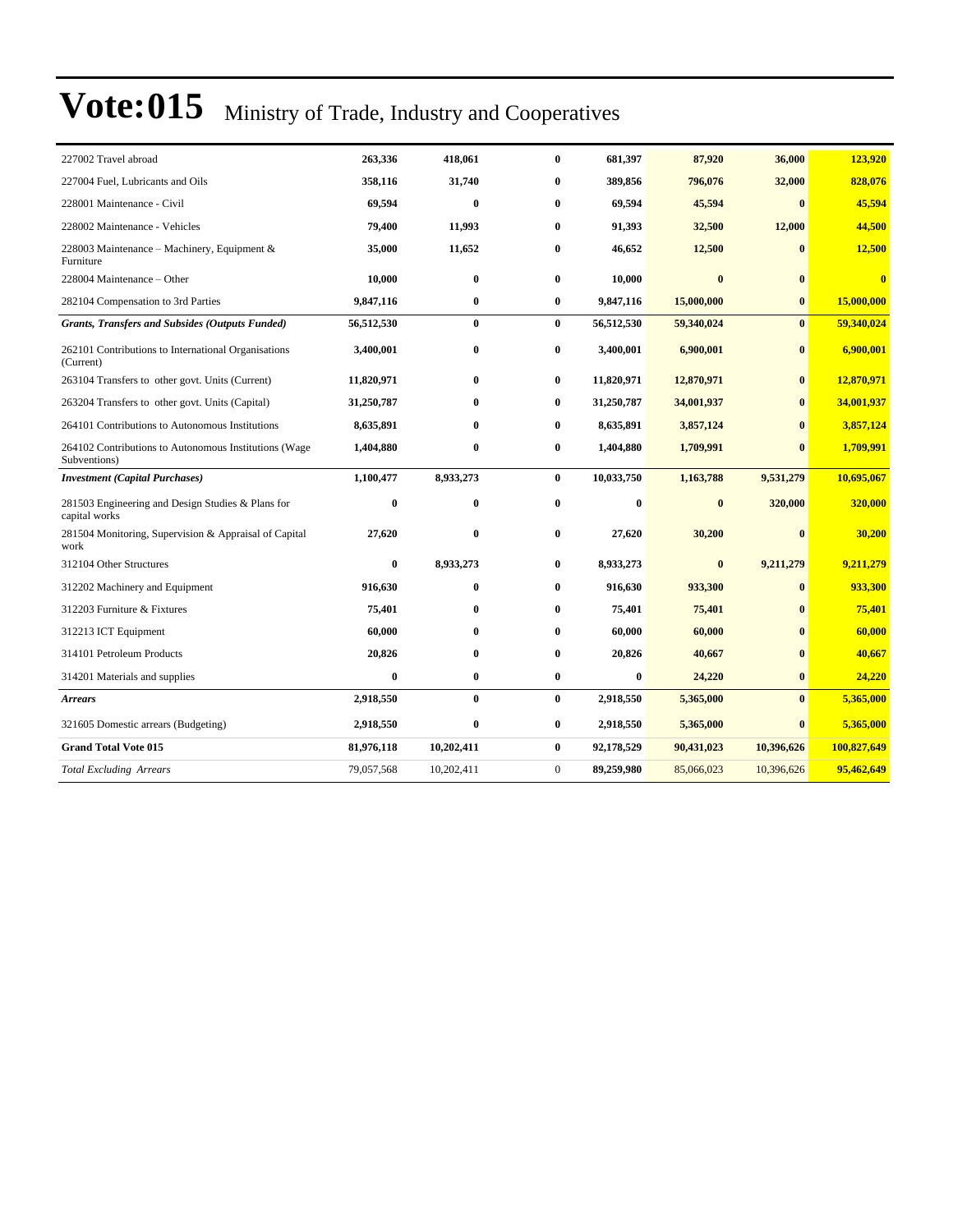# Vote:015 Ministry of Trade, Industry and Cooperatives

| | | | | | | | |
|---|---|---|---|---|---|---|---|
| 227002 Travel abroad | **263,336** | **418,061** | **0** | **681,397** | **87,920** | **36,000** | **123,920** |
| 227004 Fuel, Lubricants and Oils | **358,116** | **31,740** | **0** | **389,856** | **796,076** | **32,000** | **828,076** |
| 228001 Maintenance - Civil | **69,594** | **0** | **0** | **69,594** | **45,594** | **0** | **45,594** |
| 228002 Maintenance - Vehicles | **79,400** | **11,993** | **0** | **91,393** | **32,500** | **12,000** | **44,500** |
| 228003 Maintenance – Machinery, Equipment & Furniture | **35,000** | **11,652** | **0** | **46,652** | **12,500** | **0** | **12,500** |
| 228004 Maintenance – Other | **10,000** | **0** | **0** | **10,000** | **0** | **0** | **0** |
| 282104 Compensation to 3rd Parties | **9,847,116** | **0** | **0** | **9,847,116** | **15,000,000** | **0** | **15,000,000** |
| ***Grants, Transfers and Subsides (Outputs Funded)*** | **56,512,530** | **0** | **0** | **56,512,530** | **59,340,024** | **0** | **59,340,024** |
| 262101 Contributions to International Organisations (Current) | **3,400,001** | **0** | **0** | **3,400,001** | **6,900,001** | **0** | **6,900,001** |
| 263104 Transfers to other govt. Units (Current) | **11,820,971** | **0** | **0** | **11,820,971** | **12,870,971** | **0** | **12,870,971** |
| 263204 Transfers to other govt. Units (Capital) | **31,250,787** | **0** | **0** | **31,250,787** | **34,001,937** | **0** | **34,001,937** |
| 264101 Contributions to Autonomous Institutions | **8,635,891** | **0** | **0** | **8,635,891** | **3,857,124** | **0** | **3,857,124** |
| 264102 Contributions to Autonomous Institutions (Wage Subventions) | **1,404,880** | **0** | **0** | **1,404,880** | **1,709,991** | **0** | **1,709,991** |
| ***Investment (Capital Purchases)*** | **1,100,477** | **8,933,273** | **0** | **10,033,750** | **1,163,788** | **9,531,279** | **10,695,067** |
| 281503 Engineering and Design Studies & Plans for capital works | **0** | **0** | **0** | **0** | **0** | **320,000** | **320,000** |
| 281504 Monitoring, Supervision & Appraisal of Capital work | **27,620** | **0** | **0** | **27,620** | **30,200** | **0** | **30,200** |
| 312104 Other Structures | **0** | **8,933,273** | **0** | **8,933,273** | **0** | **9,211,279** | **9,211,279** |
| 312202 Machinery and Equipment | **916,630** | **0** | **0** | **916,630** | **933,300** | **0** | **933,300** |
| 312203 Furniture & Fixtures | **75,401** | **0** | **0** | **75,401** | **75,401** | **0** | **75,401** |
| 312213 ICT Equipment | **60,000** | **0** | **0** | **60,000** | **60,000** | **0** | **60,000** |
| 314101 Petroleum Products | **20,826** | **0** | **0** | **20,826** | **40,667** | **0** | **40,667** |
| 314201 Materials and supplies | **0** | **0** | **0** | **0** | **24,220** | **0** | **24,220** |
| ***Arrears*** | **2,918,550** | **0** | **0** | **2,918,550** | **5,365,000** | **0** | **5,365,000** |
| 321605 Domestic arrears (Budgeting) | **2,918,550** | **0** | **0** | **2,918,550** | **5,365,000** | **0** | **5,365,000** |
| **Grand Total Vote 015** | **81,976,118** | **10,202,411** | **0** | **92,178,529** | **90,431,023** | **10,396,626** | **100,827,649** |
| *Total Excluding Arrears* | 79,057,568 | 10,202,411 | 0 | **89,259,980** | 85,066,023 | 10,396,626 | **95,462,649** |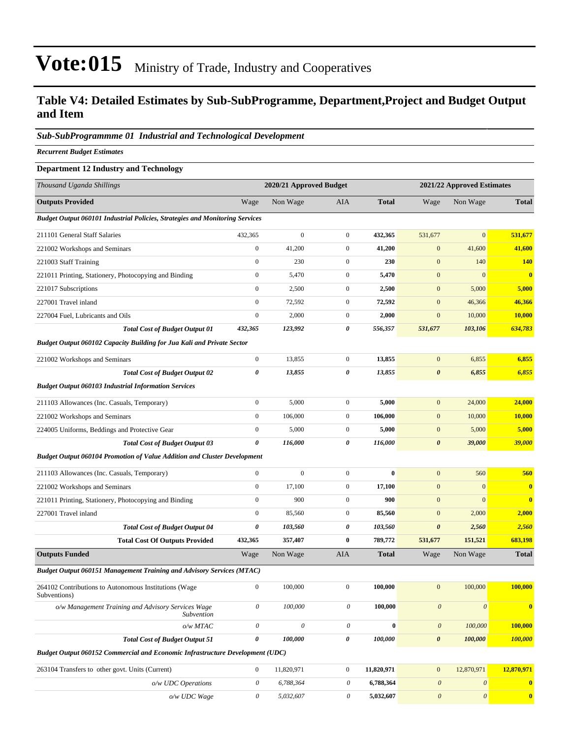# Vote:015 Ministry of Trade, Industry and Cooperatives

## Table V4: Detailed Estimates by Sub-SubProgramme, Department,Project and Budget Output and Item

### *Sub-SubProgrammme 01 Industrial and Technological Development*

***Recurrent Budget Estimates***

**Department 12 Industry and Technology**

| *Thousand Uganda Shillings* | 2020/21 Approved Budget | | | | 2021/22 Approved Estimates | | |
|---|---|---|---|---|---|---|---|
| **Outputs Provided** | Wage | Non Wage | AIA | **Total** | Wage | Non Wage | **Total** |
| ***Budget Output 060101 Industrial Policies, Strategies and Monitoring Services*** | | | | | | | |
| 211101 General Staff Salaries | 432,365 | 0 | 0 | **432,365** | 531,677 | 0 | **531,677** |
| 221002 Workshops and Seminars | 0 | 41,200 | 0 | **41,200** | 0 | 41,600 | **41,600** |
| 221003 Staff Training | 0 | 230 | 0 | **230** | 0 | 140 | **140** |
| 221011 Printing, Stationery, Photocopying and Binding | 0 | 5,470 | 0 | **5,470** | 0 | 0 | **0** |
| 221017 Subscriptions | 0 | 2,500 | 0 | **2,500** | 0 | 5,000 | **5,000** |
| 227001 Travel inland | 0 | 72,592 | 0 | **72,592** | 0 | 46,366 | **46,366** |
| 227004 Fuel, Lubricants and Oils | 0 | 2,000 | 0 | **2,000** | 0 | 10,000 | **10,000** |
| ***Total Cost of Budget Output 01*** | ***432,365*** | ***123,992*** | ***0*** | ***556,357*** | ***531,677*** | ***103,106*** | ***634,783*** |
| ***Budget Output 060102 Capacity Building for Jua Kali and Private Sector*** | | | | | | | |
| 221002 Workshops and Seminars | 0 | 13,855 | 0 | **13,855** | 0 | 6,855 | **6,855** |
| ***Total Cost of Budget Output 02*** | ***0*** | ***13,855*** | ***0*** | ***13,855*** | ***0*** | ***6,855*** | ***6,855*** |
| ***Budget Output 060103 Industrial Information Services*** | | | | | | | |
| 211103 Allowances (Inc. Casuals, Temporary) | 0 | 5,000 | 0 | **5,000** | 0 | 24,000 | **24,000** |
| 221002 Workshops and Seminars | 0 | 106,000 | 0 | **106,000** | 0 | 10,000 | **10,000** |
| 224005 Uniforms, Beddings and Protective Gear | 0 | 5,000 | 0 | **5,000** | 0 | 5,000 | **5,000** |
| ***Total Cost of Budget Output 03*** | ***0*** | ***116,000*** | ***0*** | ***116,000*** | ***0*** | ***39,000*** | ***39,000*** |
| ***Budget Output 060104 Promotion of Value Addition and Cluster Development*** | | | | | | | |
| 211103 Allowances (Inc. Casuals, Temporary) | 0 | 0 | 0 | **0** | 0 | 560 | **560** |
| 221002 Workshops and Seminars | 0 | 17,100 | 0 | **17,100** | 0 | 0 | **0** |
| 221011 Printing, Stationery, Photocopying and Binding | 0 | 900 | 0 | **900** | 0 | 0 | **0** |
| 227001 Travel inland | 0 | 85,560 | 0 | **85,560** | 0 | 2,000 | **2,000** |
| ***Total Cost of Budget Output 04*** | ***0*** | ***103,560*** | ***0*** | ***103,560*** | ***0*** | ***2,560*** | ***2,560*** |
| **Total Cost Of Outputs Provided** | **432,365** | **357,407** | **0** | **789,772** | **531,677** | **151,521** | **683,198** |
| **Outputs Funded** | Wage | Non Wage | AIA | **Total** | Wage | Non Wage | **Total** |
| ***Budget Output 060151 Management Training and Advisory Services (MTAC)*** | | | | | | | |
| 264102 Contributions to Autonomous Institutions (Wage Subventions) | 0 | 100,000 | 0 | **100,000** | 0 | 100,000 | **100,000** |
| *o/w Management Training and Advisory Services Wage Subvention* | *0* | *100,000* | *0* | **100,000** | *0* | *0* | **0** |
| *o/w MTAC* | *0* | *0* | *0* | **0** | *0* | *100,000* | **100,000** |
| ***Total Cost of Budget Output 51*** | ***0*** | ***100,000*** | ***0*** | ***100,000*** | ***0*** | ***100,000*** | ***100,000*** |
| ***Budget Output 060152 Commercial and Economic Infrastructure Development (UDC)*** | | | | | | | |
| 263104 Transfers to other govt. Units (Current) | 0 | 11,820,971 | 0 | **11,820,971** | 0 | 12,870,971 | **12,870,971** |
| *o/w UDC Operations* | *0* | *6,788,364* | *0* | **6,788,364** | *0* | *0* | **0** |
| *o/w UDC Wage* | *0* | *5,032,607* | *0* | **5,032,607** | *0* | *0* | **0** |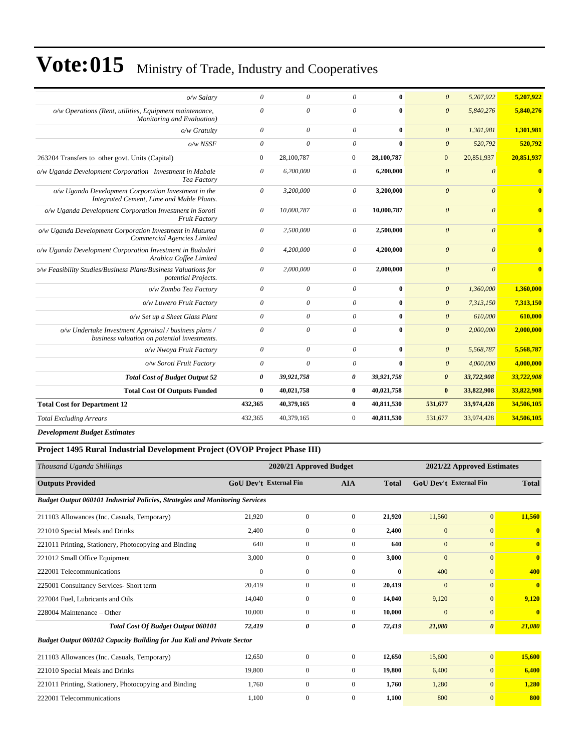# Vote:015 Ministry of Trade, Industry and Cooperatives

| | | | | | | | |
|---|---|---|---|---|---|---|---|
| *o/w Salary* | *0* | *0* | *0* | **0** | *0* | *5,207,922* | **5,207,922** |
| *o/w Operations (Rent, utilities, Equipment maintenance, Monitoring and Evaluation)* | *0* | *0* | *0* | **0** | *0* | *5,840,276* | **5,840,276** |
| *o/w Gratuity* | *0* | *0* | *0* | **0** | *0* | *1,301,981* | **1,301,981** |
| *o/w NSSF* | *0* | *0* | *0* | **0** | *0* | *520,792* | **520,792** |
| 263204 Transfers to other govt. Units (Capital) | 0 | 28,100,787 | 0 | **28,100,787** | 0 | 20,851,937 | **20,851,937** |
| *o/w Uganda Development Corporation Investment in Mabale Tea Factory* | *0* | *6,200,000* | *0* | **6,200,000** | *0* | *0* | **0** |
| *o/w Uganda Development Corporation Investment in the Integrated Cement, Lime and Mable Plants.* | *0* | *3,200,000* | *0* | **3,200,000** | *0* | *0* | **0** |
| *o/w Uganda Development Corporation Investment in Soroti Fruit Factory* | *0* | *10,000,787* | *0* | **10,000,787** | *0* | *0* | **0** |
| *o/w Uganda Development Corporation Investment in Mutuma Commercial Agencies Limited* | *0* | *2,500,000* | *0* | **2,500,000** | *0* | *0* | **0** |
| *o/w Uganda Development Corporation Investment in Budadiri Arabica Coffee Limited* | *0* | *4,200,000* | *0* | **4,200,000** | *0* | *0* | **0** |
| *o/w Feasibility Studies/Business Plans/Business Valuations for potential Projects.* | *0* | *2,000,000* | *0* | **2,000,000** | *0* | *0* | **0** |
| *o/w Zombo Tea Factory* | *0* | *0* | *0* | **0** | *0* | *1,360,000* | **1,360,000** |
| *o/w Luwero Fruit Factory* | *0* | *0* | *0* | **0** | *0* | *7,313,150* | **7,313,150** |
| *o/w Set up a Sheet Glass Plant* | *0* | *0* | *0* | **0** | *0* | *610,000* | **610,000** |
| *o/w Undertake Investment Appraisal / business plans / business valuation on potential investments.* | *0* | *0* | *0* | **0** | *0* | *2,000,000* | **2,000,000** |
| *o/w Nwoya Fruit Factory* | *0* | *0* | *0* | **0** | *0* | *5,568,787* | **5,568,787** |
| *o/w Soroti Fruit Factory* | *0* | *0* | *0* | **0** | *0* | *4,000,000* | **4,000,000** |
| ***Total Cost of Budget Output 52*** | ***0*** | ***39,921,758*** | ***0*** | ***39,921,758*** | ***0*** | ***33,722,908*** | ***33,722,908*** |
| **Total Cost Of Outputs Funded** | **0** | **40,021,758** | **0** | **40,021,758** | **0** | **33,822,908** | **33,822,908** |
| **Total Cost for Department 12** | **432,365** | **40,379,165** | **0** | **40,811,530** | **531,677** | **33,974,428** | **34,506,105** |
| *Total Excluding Arrears* | 432,365 | 40,379,165 | 0 | **40,811,530** | 531,677 | 33,974,428 | **34,506,105** |

***Development Budget Estimates***

### Project 1495 Rural Industrial Development Project (OVOP Project Phase III)

| *Thousand Uganda Shillings* | 2020/21 Approved Budget | | | | 2021/22 Approved Estimates | | |
|---|---|---|---|---|---|---|---|
| **Outputs Provided** | **GoU Dev't** | **External Fin** | **AIA** | **Total** | **GoU Dev't** | **External Fin** | **Total** |
| ***Budget Output 060101 Industrial Policies, Strategies and Monitoring Services*** | | | | | | | |
| 211103 Allowances (Inc. Casuals, Temporary) | 21,920 | 0 | 0 | **21,920** | 11,560 | 0 | **11,560** |
| 221010 Special Meals and Drinks | 2,400 | 0 | 0 | **2,400** | 0 | 0 | **0** |
| 221011 Printing, Stationery, Photocopying and Binding | 640 | 0 | 0 | **640** | 0 | 0 | **0** |
| 221012 Small Office Equipment | 3,000 | 0 | 0 | **3,000** | 0 | 0 | **0** |
| 222001 Telecommunications | 0 | 0 | 0 | **0** | 400 | 0 | **400** |
| 225001 Consultancy Services- Short term | 20,419 | 0 | 0 | **20,419** | 0 | 0 | **0** |
| 227004 Fuel, Lubricants and Oils | 14,040 | 0 | 0 | **14,040** | 9,120 | 0 | **9,120** |
| 228004 Maintenance – Other | 10,000 | 0 | 0 | **10,000** | 0 | 0 | **0** |
| ***Total Cost Of Budget Output 060101*** | ***72,419*** | ***0*** | ***0*** | ***72,419*** | ***21,080*** | ***0*** | ***21,080*** |
| ***Budget Output 060102 Capacity Building for Jua Kali and Private Sector*** | | | | | | | |
| 211103 Allowances (Inc. Casuals, Temporary) | 12,650 | 0 | 0 | **12,650** | 15,600 | 0 | **15,600** |
| 221010 Special Meals and Drinks | 19,800 | 0 | 0 | **19,800** | 6,400 | 0 | **6,400** |
| 221011 Printing, Stationery, Photocopying and Binding | 1,760 | 0 | 0 | **1,760** | 1,280 | 0 | **1,280** |
| 222001 Telecommunications | 1,100 | 0 | 0 | **1,100** | 800 | 0 | **800** |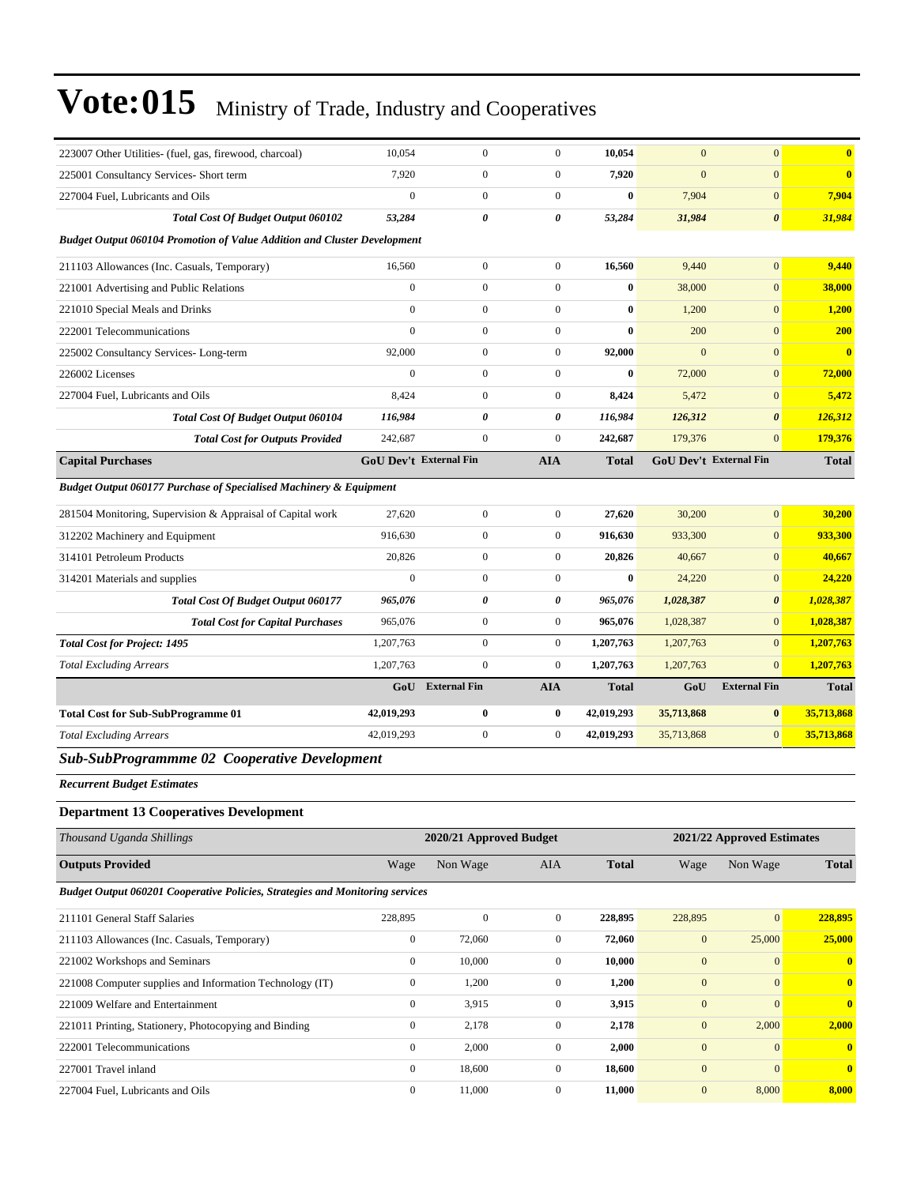| | | | | | | | |
|---|---|---|---|---|---|---|---|
| 223007 Other Utilities- (fuel, gas, firewood, charcoal) | 10,054 | 0 | 0 | **10,054** | 0 | 0 | **0** |
| 225001 Consultancy Services- Short term | 7,920 | 0 | 0 | **7,920** | 0 | 0 | **0** |
| 227004 Fuel, Lubricants and Oils | 0 | 0 | 0 | **0** | 7,904 | 0 | **7,904** |
| ***Total Cost Of Budget Output 060102*** | ***53,284*** | ***0*** | ***0*** | ***53,284*** | ***31,984*** | ***0*** | ***31,984*** |
| ***Budget Output 060104 Promotion of Value Addition and Cluster Development*** | | | | | | | |
| 211103 Allowances (Inc. Casuals, Temporary) | 16,560 | 0 | 0 | **16,560** | 9,440 | 0 | **9,440** |
| 221001 Advertising and Public Relations | 0 | 0 | 0 | **0** | 38,000 | 0 | **38,000** |
| 221010 Special Meals and Drinks | 0 | 0 | 0 | **0** | 1,200 | 0 | **1,200** |
| 222001 Telecommunications | 0 | 0 | 0 | **0** | 200 | 0 | **200** |
| 225002 Consultancy Services- Long-term | 92,000 | 0 | 0 | **92,000** | 0 | 0 | **0** |
| 226002 Licenses | 0 | 0 | 0 | **0** | 72,000 | 0 | **72,000** |
| 227004 Fuel, Lubricants and Oils | 8,424 | 0 | 0 | **8,424** | 5,472 | 0 | **5,472** |
| ***Total Cost Of Budget Output 060104*** | ***116,984*** | ***0*** | ***0*** | ***116,984*** | ***126,312*** | ***0*** | ***126,312*** |
| ***Total Cost for Outputs Provided*** | 242,687 | 0 | 0 | **242,687** | 179,376 | 0 | **179,376** |
| **Capital Purchases** | **GoU Dev't** | **External Fin** | **AIA** | **Total** | **GoU Dev't** | **External Fin** | **Total** |
| ***Budget Output 060177 Purchase of Specialised Machinery & Equipment*** | | | | | | | |
| 281504 Monitoring, Supervision & Appraisal of Capital work | 27,620 | 0 | 0 | **27,620** | 30,200 | 0 | **30,200** |
| 312202 Machinery and Equipment | 916,630 | 0 | 0 | **916,630** | 933,300 | 0 | **933,300** |
| 314101 Petroleum Products | 20,826 | 0 | 0 | **20,826** | 40,667 | 0 | **40,667** |
| 314201 Materials and supplies | 0 | 0 | 0 | **0** | 24,220 | 0 | **24,220** |
| ***Total Cost Of Budget Output 060177*** | ***965,076*** | ***0*** | ***0*** | ***965,076*** | ***1,028,387*** | ***0*** | ***1,028,387*** |
| ***Total Cost for Capital Purchases*** | 965,076 | 0 | 0 | **965,076** | 1,028,387 | 0 | **1,028,387** |
| ***Total Cost for Project: 1495*** | 1,207,763 | 0 | 0 | **1,207,763** | 1,207,763 | 0 | **1,207,763** |
| *Total Excluding Arrears* | 1,207,763 | 0 | 0 | **1,207,763** | 1,207,763 | 0 | **1,207,763** |
| | **GoU** | **External Fin** | **AIA** | **Total** | **GoU** | **External Fin** | **Total** |
| **Total Cost for Sub-SubProgramme 01** | **42,019,293** | **0** | **0** | **42,019,293** | **35,713,868** | **0** | **35,713,868** |
| *Total Excluding Arrears* | 42,019,293 | 0 | 0 | **42,019,293** | 35,713,868 | 0 | **35,713,868** |

### *Sub-SubProgrammme 02 Cooperative Development*

***Recurrent Budget Estimates***

**Department 13 Cooperatives Development**

| *Thousand Uganda Shillings* | | 2020/21 Approved Budget | | | | 2021/22 Approved Estimates | |
|---|---|---|---|---|---|---|---|
| **Outputs Provided** | Wage | Non Wage | AIA | **Total** | Wage | Non Wage | **Total** |
| ***Budget Output 060201 Cooperative Policies, Strategies and Monitoring services*** | | | | | | | |
| 211101 General Staff Salaries | 228,895 | 0 | 0 | **228,895** | 228,895 | 0 | **228,895** |
| 211103 Allowances (Inc. Casuals, Temporary) | 0 | 72,060 | 0 | **72,060** | 0 | 25,000 | **25,000** |
| 221002 Workshops and Seminars | 0 | 10,000 | 0 | **10,000** | 0 | 0 | **0** |
| 221008 Computer supplies and Information Technology (IT) | 0 | 1,200 | 0 | **1,200** | 0 | 0 | **0** |
| 221009 Welfare and Entertainment | 0 | 3,915 | 0 | **3,915** | 0 | 0 | **0** |
| 221011 Printing, Stationery, Photocopying and Binding | 0 | 2,178 | 0 | **2,178** | 0 | 2,000 | **2,000** |
| 222001 Telecommunications | 0 | 2,000 | 0 | **2,000** | 0 | 0 | **0** |
| 227001 Travel inland | 0 | 18,600 | 0 | **18,600** | 0 | 0 | **0** |
| 227004 Fuel, Lubricants and Oils | 0 | 11,000 | 0 | **11,000** | 0 | 8,000 | **8,000** |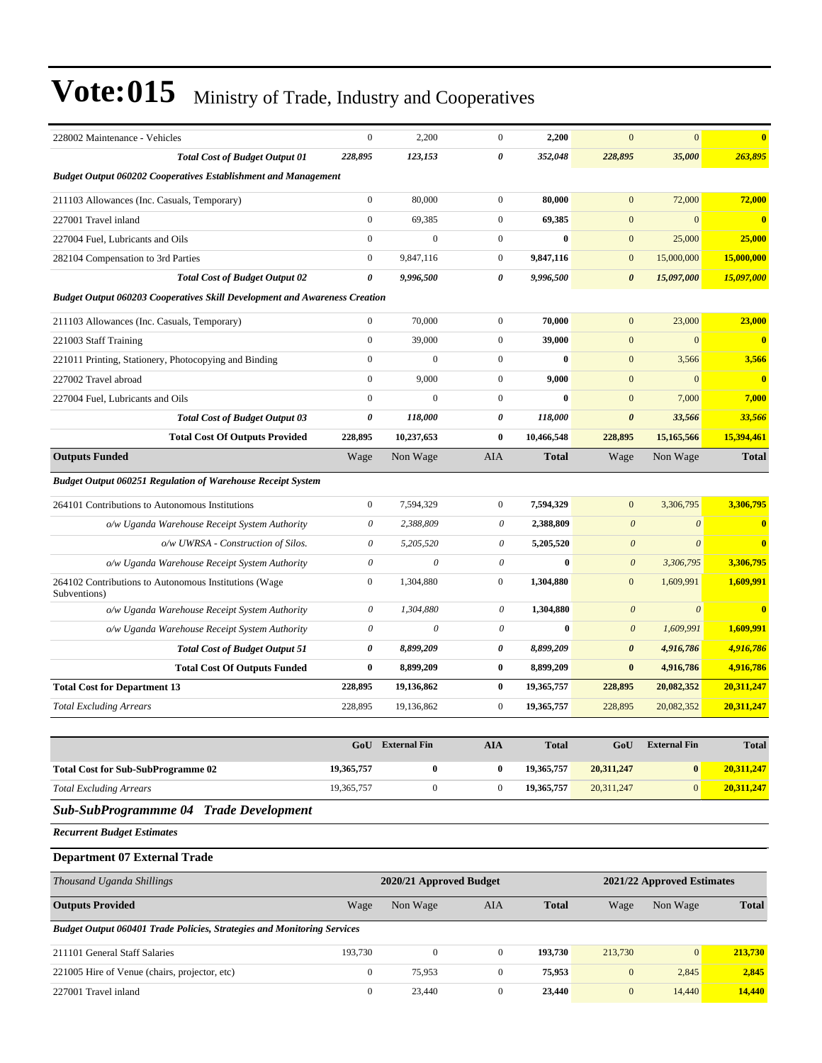| | | | | | | | |
|---|---|---|---|---|---|---|---|
| 228002 Maintenance - Vehicles | 0 | 2,200 | 0 | **2,200** | 0 | 0 | **0** |
| ***Total Cost of Budget Output 01*** | ***228,895*** | ***123,153*** | ***0*** | ***352,048*** | ***228,895*** | ***35,000*** | ***263,895*** |
| ***Budget Output 060202 Cooperatives Establishment and Management*** | | | | | | | |
| 211103 Allowances (Inc. Casuals, Temporary) | 0 | 80,000 | 0 | **80,000** | 0 | 72,000 | **72,000** |
| 227001 Travel inland | 0 | 69,385 | 0 | **69,385** | 0 | 0 | **0** |
| 227004 Fuel, Lubricants and Oils | 0 | 0 | 0 | **0** | 0 | 25,000 | **25,000** |
| 282104 Compensation to 3rd Parties | 0 | 9,847,116 | 0 | **9,847,116** | 0 | 15,000,000 | **15,000,000** |
| ***Total Cost of Budget Output 02*** | ***0*** | ***9,996,500*** | ***0*** | ***9,996,500*** | ***0*** | ***15,097,000*** | ***15,097,000*** |
| ***Budget Output 060203 Cooperatives Skill Development and Awareness Creation*** | | | | | | | |
| 211103 Allowances (Inc. Casuals, Temporary) | 0 | 70,000 | 0 | **70,000** | 0 | 23,000 | **23,000** |
| 221003 Staff Training | 0 | 39,000 | 0 | **39,000** | 0 | 0 | **0** |
| 221011 Printing, Stationery, Photocopying and Binding | 0 | 0 | 0 | **0** | 0 | 3,566 | **3,566** |
| 227002 Travel abroad | 0 | 9,000 | 0 | **9,000** | 0 | 0 | **0** |
| 227004 Fuel, Lubricants and Oils | 0 | 0 | 0 | **0** | 0 | 7,000 | **7,000** |
| ***Total Cost of Budget Output 03*** | ***0*** | ***118,000*** | ***0*** | ***118,000*** | ***0*** | ***33,566*** | ***33,566*** |
| **Total Cost Of Outputs Provided** | **228,895** | **10,237,653** | **0** | **10,466,548** | **228,895** | **15,165,566** | **15,394,461** |
| **Outputs Funded** | Wage | Non Wage | AIA | **Total** | Wage | Non Wage | **Total** |
| ***Budget Output 060251 Regulation of Warehouse Receipt System*** | | | | | | | |
| 264101 Contributions to Autonomous Institutions | 0 | 7,594,329 | 0 | **7,594,329** | 0 | 3,306,795 | **3,306,795** |
| *o/w Uganda Warehouse Receipt System Authority* | *0* | *2,388,809* | *0* | **2,388,809** | *0* | *0* | **0** |
| *o/w UWRSA - Construction of Silos.* | *0* | *5,205,520* | *0* | **5,205,520** | *0* | *0* | **0** |
| *o/w Uganda Warehouse Receipt System Authority* | *0* | *0* | *0* | **0** | *0* | *3,306,795* | **3,306,795** |
| 264102 Contributions to Autonomous Institutions (Wage Subventions) | 0 | 1,304,880 | 0 | **1,304,880** | 0 | 1,609,991 | **1,609,991** |
| *o/w Uganda Warehouse Receipt System Authority* | *0* | *1,304,880* | *0* | **1,304,880** | *0* | *0* | **0** |
| *o/w Uganda Warehouse Receipt System Authority* | *0* | *0* | *0* | **0** | *0* | *1,609,991* | **1,609,991** |
| ***Total Cost of Budget Output 51*** | ***0*** | ***8,899,209*** | ***0*** | ***8,899,209*** | ***0*** | ***4,916,786*** | ***4,916,786*** |
| **Total Cost Of Outputs Funded** | **0** | **8,899,209** | **0** | **8,899,209** | **0** | **4,916,786** | **4,916,786** |
| **Total Cost for Department 13** | **228,895** | **19,136,862** | **0** | **19,365,757** | **228,895** | **20,082,352** | **20,311,247** |
| *Total Excluding Arrears* | 228,895 | 19,136,862 | 0 | **19,365,757** | 228,895 | 20,082,352 | **20,311,247** |

| | GoU | External Fin | AIA | Total | GoU | External Fin | Total |
|---|---|---|---|---|---|---|---|
| **Total Cost for Sub-SubProgramme 02** | **19,365,757** | **0** | **0** | **19,365,757** | **20,311,247** | **0** | **20,311,247** |
| *Total Excluding Arrears* | 19,365,757 | 0 | 0 | **19,365,757** | 20,311,247 | 0 | **20,311,247** |

## *Sub-SubProgrammme 04 Trade Development*

***Recurrent Budget Estimates***

### Department 07 External Trade

| *Thousand Uganda Shillings* | 2020/21 Approved Budget | | | | 2021/22 Approved Estimates | | |
|---|---|---|---|---|---|---|---|
| **Outputs Provided** | Wage | Non Wage | AIA | **Total** | Wage | Non Wage | **Total** |
| ***Budget Output 060401 Trade Policies, Strategies and Monitoring Services*** | | | | | | | |
| 211101 General Staff Salaries | 193,730 | 0 | 0 | **193,730** | 213,730 | 0 | **213,730** |
| 221005 Hire of Venue (chairs, projector, etc) | 0 | 75,953 | 0 | **75,953** | 0 | 2,845 | **2,845** |
| 227001 Travel inland | 0 | 23,440 | 0 | **23,440** | 0 | 14,440 | **14,440** |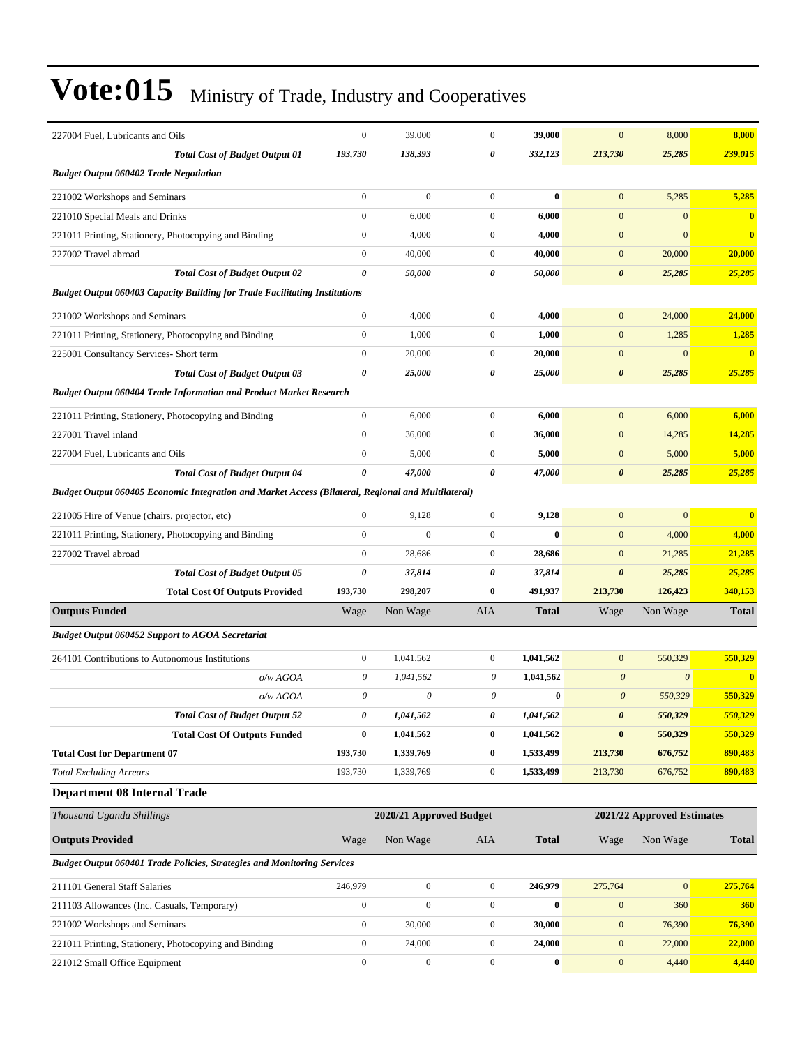# Vote:015 Ministry of Trade, Industry and Cooperatives

| | | | | | | | |
|---|---|---|---|---|---|---|---|
| 227004 Fuel, Lubricants and Oils | 0 | 39,000 | 0 | **39,000** | 0 | 8,000 | **8,000** |
| ***Total Cost of Budget Output 01*** | ***193,730*** | ***138,393*** | ***0*** | ***332,123*** | ***213,730*** | ***25,285*** | ***239,015*** |
| ***Budget Output 060402 Trade Negotiation*** | | | | | | | |
| 221002 Workshops and Seminars | 0 | 0 | 0 | **0** | 0 | 5,285 | **5,285** |
| 221010 Special Meals and Drinks | 0 | 6,000 | 0 | **6,000** | 0 | 0 | **0** |
| 221011 Printing, Stationery, Photocopying and Binding | 0 | 4,000 | 0 | **4,000** | 0 | 0 | **0** |
| 227002 Travel abroad | 0 | 40,000 | 0 | **40,000** | 0 | 20,000 | **20,000** |
| ***Total Cost of Budget Output 02*** | ***0*** | ***50,000*** | ***0*** | ***50,000*** | ***0*** | ***25,285*** | ***25,285*** |
| ***Budget Output 060403 Capacity Building for Trade Facilitating Institutions*** | | | | | | | |
| 221002 Workshops and Seminars | 0 | 4,000 | 0 | **4,000** | 0 | 24,000 | **24,000** |
| 221011 Printing, Stationery, Photocopying and Binding | 0 | 1,000 | 0 | **1,000** | 0 | 1,285 | **1,285** |
| 225001 Consultancy Services- Short term | 0 | 20,000 | 0 | **20,000** | 0 | 0 | **0** |
| ***Total Cost of Budget Output 03*** | ***0*** | ***25,000*** | ***0*** | ***25,000*** | ***0*** | ***25,285*** | ***25,285*** |
| ***Budget Output 060404 Trade Information and Product Market Research*** | | | | | | | |
| 221011 Printing, Stationery, Photocopying and Binding | 0 | 6,000 | 0 | **6,000** | 0 | 6,000 | **6,000** |
| 227001 Travel inland | 0 | 36,000 | 0 | **36,000** | 0 | 14,285 | **14,285** |
| 227004 Fuel, Lubricants and Oils | 0 | 5,000 | 0 | **5,000** | 0 | 5,000 | **5,000** |
| ***Total Cost of Budget Output 04*** | ***0*** | ***47,000*** | ***0*** | ***47,000*** | ***0*** | ***25,285*** | ***25,285*** |
| ***Budget Output 060405 Economic Integration and Market Access (Bilateral, Regional and Multilateral)*** | | | | | | | |
| 221005 Hire of Venue (chairs, projector, etc) | 0 | 9,128 | 0 | **9,128** | 0 | 0 | **0** |
| 221011 Printing, Stationery, Photocopying and Binding | 0 | 0 | 0 | **0** | 0 | 4,000 | **4,000** |
| 227002 Travel abroad | 0 | 28,686 | 0 | **28,686** | 0 | 21,285 | **21,285** |
| ***Total Cost of Budget Output 05*** | ***0*** | ***37,814*** | ***0*** | ***37,814*** | ***0*** | ***25,285*** | ***25,285*** |
| **Total Cost Of Outputs Provided** | **193,730** | **298,207** | **0** | **491,937** | **213,730** | **126,423** | **340,153** |
| **Outputs Funded** | Wage | Non Wage | AIA | **Total** | Wage | Non Wage | **Total** |
| ***Budget Output 060452 Support to AGOA Secretariat*** | | | | | | | |
| 264101 Contributions to Autonomous Institutions | 0 | 1,041,562 | 0 | **1,041,562** | 0 | 550,329 | **550,329** |
| *o/w AGOA* | *0* | *1,041,562* | *0* | **1,041,562** | *0* | *0* | **0** |
| *o/w AGOA* | *0* | *0* | *0* | **0** | *0* | *550,329* | **550,329** |
| ***Total Cost of Budget Output 52*** | ***0*** | ***1,041,562*** | ***0*** | ***1,041,562*** | ***0*** | ***550,329*** | ***550,329*** |
| **Total Cost Of Outputs Funded** | **0** | **1,041,562** | **0** | **1,041,562** | **0** | **550,329** | **550,329** |
| **Total Cost for Department 07** | **193,730** | **1,339,769** | **0** | **1,533,499** | **213,730** | **676,752** | **890,483** |
| *Total Excluding Arrears* | 193,730 | 1,339,769 | 0 | **1,533,499** | 213,730 | 676,752 | **890,483** |

**Department 08 Internal Trade**

| *Thousand Uganda Shillings* | 2020/21 Approved Budget | | | | 2021/22 Approved Estimates | | |
|---|---|---|---|---|---|---|---|
| **Outputs Provided** | Wage | Non Wage | AIA | **Total** | Wage | Non Wage | **Total** |
| ***Budget Output 060401 Trade Policies, Strategies and Monitoring Services*** | | | | | | | |
| 211101 General Staff Salaries | 246,979 | 0 | 0 | **246,979** | 275,764 | 0 | **275,764** |
| 211103 Allowances (Inc. Casuals, Temporary) | 0 | 0 | 0 | **0** | 0 | 360 | **360** |
| 221002 Workshops and Seminars | 0 | 30,000 | 0 | **30,000** | 0 | 76,390 | **76,390** |
| 221011 Printing, Stationery, Photocopying and Binding | 0 | 24,000 | 0 | **24,000** | 0 | 22,000 | **22,000** |
| 221012 Small Office Equipment | 0 | 0 | 0 | **0** | 0 | 4,440 | **4,440** |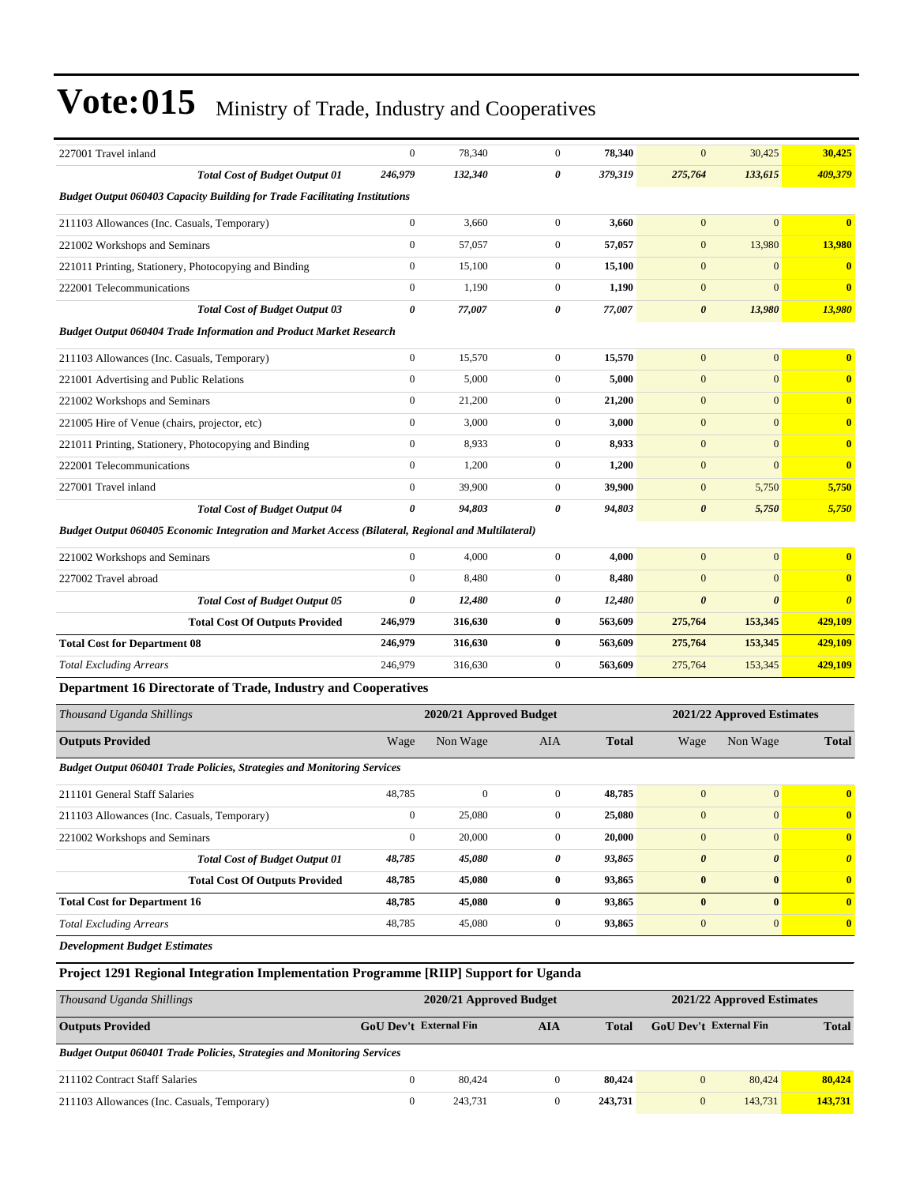| | | | | | | | |
|---|---|---|---|---|---|---|---|
| 227001 Travel inland | 0 | 78,340 | 0 | **78,340** | 0 | 30,425 | **30,425** |
| ***Total Cost of Budget Output 01*** | ***246,979*** | ***132,340*** | ***0*** | ***379,319*** | ***275,764*** | ***133,615*** | ***409,379*** |
| ***Budget Output 060403 Capacity Building for Trade Facilitating Institutions*** | | | | | | | |
| 211103 Allowances (Inc. Casuals, Temporary) | 0 | 3,660 | 0 | **3,660** | 0 | 0 | **0** |
| 221002 Workshops and Seminars | 0 | 57,057 | 0 | **57,057** | 0 | 13,980 | **13,980** |
| 221011 Printing, Stationery, Photocopying and Binding | 0 | 15,100 | 0 | **15,100** | 0 | 0 | **0** |
| 222001 Telecommunications | 0 | 1,190 | 0 | **1,190** | 0 | 0 | **0** |
| ***Total Cost of Budget Output 03*** | ***0*** | ***77,007*** | ***0*** | ***77,007*** | ***0*** | ***13,980*** | ***13,980*** |
| ***Budget Output 060404 Trade Information and Product Market Research*** | | | | | | | |
| 211103 Allowances (Inc. Casuals, Temporary) | 0 | 15,570 | 0 | **15,570** | 0 | 0 | **0** |
| 221001 Advertising and Public Relations | 0 | 5,000 | 0 | **5,000** | 0 | 0 | **0** |
| 221002 Workshops and Seminars | 0 | 21,200 | 0 | **21,200** | 0 | 0 | **0** |
| 221005 Hire of Venue (chairs, projector, etc) | 0 | 3,000 | 0 | **3,000** | 0 | 0 | **0** |
| 221011 Printing, Stationery, Photocopying and Binding | 0 | 8,933 | 0 | **8,933** | 0 | 0 | **0** |
| 222001 Telecommunications | 0 | 1,200 | 0 | **1,200** | 0 | 0 | **0** |
| 227001 Travel inland | 0 | 39,900 | 0 | **39,900** | 0 | 5,750 | **5,750** |
| ***Total Cost of Budget Output 04*** | ***0*** | ***94,803*** | ***0*** | ***94,803*** | ***0*** | ***5,750*** | ***5,750*** |
| ***Budget Output 060405 Economic Integration and Market Access (Bilateral, Regional and Multilateral)*** | | | | | | | |
| 221002 Workshops and Seminars | 0 | 4,000 | 0 | **4,000** | 0 | 0 | **0** |
| 227002 Travel abroad | 0 | 8,480 | 0 | **8,480** | 0 | 0 | **0** |
| ***Total Cost of Budget Output 05*** | ***0*** | ***12,480*** | ***0*** | ***12,480*** | ***0*** | ***0*** | ***0*** |
| **Total Cost Of Outputs Provided** | **246,979** | **316,630** | **0** | **563,609** | **275,764** | **153,345** | **429,109** |
| **Total Cost for Department 08** | **246,979** | **316,630** | **0** | **563,609** | **275,764** | **153,345** | **429,109** |
| *Total Excluding Arrears* | 246,979 | 316,630 | 0 | **563,609** | 275,764 | 153,345 | **429,109** |

### Department 16 Directorate of Trade, Industry and Cooperatives

| *Thousand Uganda Shillings* | 2020/21 Approved Budget | | | | 2021/22 Approved Estimates | | |
|---|---|---|---|---|---|---|---|
| **Outputs Provided** | Wage | Non Wage | AIA | **Total** | Wage | Non Wage | **Total** |
| ***Budget Output 060401 Trade Policies, Strategies and Monitoring Services*** | | | | | | | |
| 211101 General Staff Salaries | 48,785 | 0 | 0 | **48,785** | 0 | 0 | **0** |
| 211103 Allowances (Inc. Casuals, Temporary) | 0 | 25,080 | 0 | **25,080** | 0 | 0 | **0** |
| 221002 Workshops and Seminars | 0 | 20,000 | 0 | **20,000** | 0 | 0 | **0** |
| ***Total Cost of Budget Output 01*** | ***48,785*** | ***45,080*** | ***0*** | ***93,865*** | ***0*** | ***0*** | ***0*** |
| **Total Cost Of Outputs Provided** | **48,785** | **45,080** | **0** | **93,865** | **0** | **0** | **0** |
| **Total Cost for Department 16** | **48,785** | **45,080** | **0** | **93,865** | **0** | **0** | **0** |
| *Total Excluding Arrears* | 48,785 | 45,080 | 0 | **93,865** | 0 | 0 | **0** |

***Development Budget Estimates***

### Project 1291 Regional Integration Implementation Programme [RIIP] Support for Uganda

| *Thousand Uganda Shillings* | 2020/21 Approved Budget | | | | 2021/22 Approved Estimates | | |
|---|---|---|---|---|---|---|---|
| **Outputs Provided** | **GoU Dev't** | **External Fin** | **AIA** | **Total** | **GoU Dev't** | **External Fin** | **Total** |
| ***Budget Output 060401 Trade Policies, Strategies and Monitoring Services*** | | | | | | | |
| 211102 Contract Staff Salaries | 0 | 80,424 | 0 | **80,424** | 0 | 80,424 | **80,424** |
| 211103 Allowances (Inc. Casuals, Temporary) | 0 | 243,731 | 0 | **243,731** | 0 | 143,731 | **143,731** |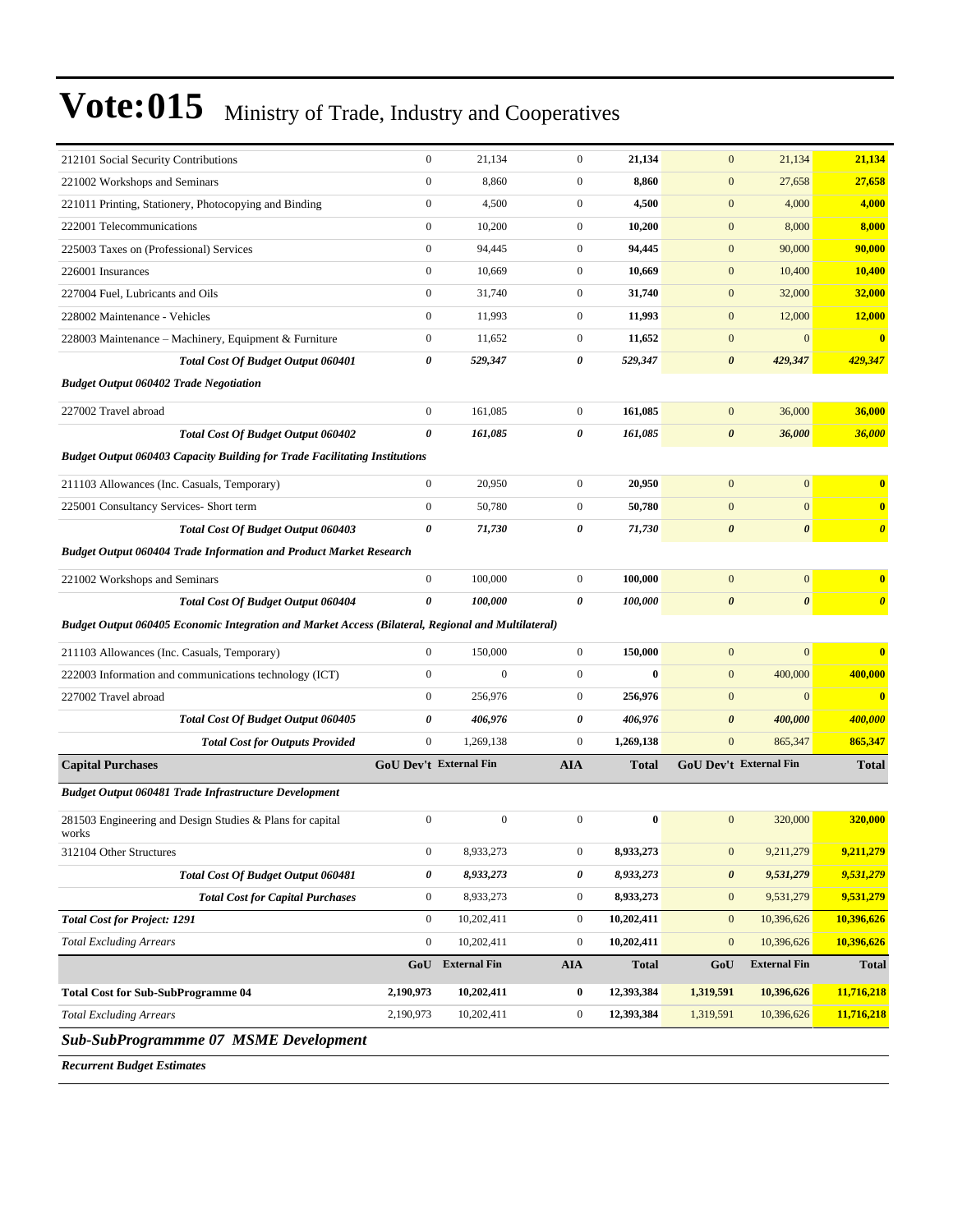# Vote:015 Ministry of Trade, Industry and Cooperatives

| | | | | | | | |
|---|---|---|---|---|---|---|---|
| 212101 Social Security Contributions | 0 | 21,134 | 0 | **21,134** | 0 | 21,134 | **21,134** |
| 221002 Workshops and Seminars | 0 | 8,860 | 0 | **8,860** | 0 | 27,658 | **27,658** |
| 221011 Printing, Stationery, Photocopying and Binding | 0 | 4,500 | 0 | **4,500** | 0 | 4,000 | **4,000** |
| 222001 Telecommunications | 0 | 10,200 | 0 | **10,200** | 0 | 8,000 | **8,000** |
| 225003 Taxes on (Professional) Services | 0 | 94,445 | 0 | **94,445** | 0 | 90,000 | **90,000** |
| 226001 Insurances | 0 | 10,669 | 0 | **10,669** | 0 | 10,400 | **10,400** |
| 227004 Fuel, Lubricants and Oils | 0 | 31,740 | 0 | **31,740** | 0 | 32,000 | **32,000** |
| 228002 Maintenance - Vehicles | 0 | 11,993 | 0 | **11,993** | 0 | 12,000 | **12,000** |
| 228003 Maintenance – Machinery, Equipment & Furniture | 0 | 11,652 | 0 | **11,652** | 0 | 0 | **0** |
| ***Total Cost Of Budget Output 060401*** | ***0*** | ***529,347*** | ***0*** | ***529,347*** | ***0*** | ***429,347*** | ***429,347*** |
| ***Budget Output 060402 Trade Negotiation*** | | | | | | | |
| 227002 Travel abroad | 0 | 161,085 | 0 | **161,085** | 0 | 36,000 | **36,000** |
| ***Total Cost Of Budget Output 060402*** | ***0*** | ***161,085*** | ***0*** | ***161,085*** | ***0*** | ***36,000*** | ***36,000*** |
| ***Budget Output 060403 Capacity Building for Trade Facilitating Institutions*** | | | | | | | |
| 211103 Allowances (Inc. Casuals, Temporary) | 0 | 20,950 | 0 | **20,950** | 0 | 0 | **0** |
| 225001 Consultancy Services- Short term | 0 | 50,780 | 0 | **50,780** | 0 | 0 | **0** |
| ***Total Cost Of Budget Output 060403*** | ***0*** | ***71,730*** | ***0*** | ***71,730*** | ***0*** | ***0*** | ***0*** |
| ***Budget Output 060404 Trade Information and Product Market Research*** | | | | | | | |
| 221002 Workshops and Seminars | 0 | 100,000 | 0 | **100,000** | 0 | 0 | **0** |
| ***Total Cost Of Budget Output 060404*** | ***0*** | ***100,000*** | ***0*** | ***100,000*** | ***0*** | ***0*** | ***0*** |
| ***Budget Output 060405 Economic Integration and Market Access (Bilateral, Regional and Multilateral)*** | | | | | | | |
| 211103 Allowances (Inc. Casuals, Temporary) | 0 | 150,000 | 0 | **150,000** | 0 | 0 | **0** |
| 222003 Information and communications technology (ICT) | 0 | 0 | 0 | **0** | 0 | 400,000 | **400,000** |
| 227002 Travel abroad | 0 | 256,976 | 0 | **256,976** | 0 | 0 | **0** |
| ***Total Cost Of Budget Output 060405*** | ***0*** | ***406,976*** | ***0*** | ***406,976*** | ***0*** | ***400,000*** | ***400,000*** |
| ***Total Cost for Outputs Provided*** | 0 | 1,269,138 | 0 | **1,269,138** | 0 | 865,347 | **865,347** |
| **Capital Purchases** | **GoU Dev't** | **External Fin** | **AIA** | **Total** | **GoU Dev't** | **External Fin** | **Total** |
| ***Budget Output 060481 Trade Infrastructure Development*** | | | | | | | |
| 281503 Engineering and Design Studies & Plans for capital works | 0 | 0 | 0 | **0** | 0 | 320,000 | **320,000** |
| 312104 Other Structures | 0 | 8,933,273 | 0 | **8,933,273** | 0 | 9,211,279 | **9,211,279** |
| ***Total Cost Of Budget Output 060481*** | ***0*** | ***8,933,273*** | ***0*** | ***8,933,273*** | ***0*** | ***9,531,279*** | ***9,531,279*** |
| ***Total Cost for Capital Purchases*** | 0 | 8,933,273 | 0 | **8,933,273** | 0 | 9,531,279 | **9,531,279** |
| ***Total Cost for Project: 1291*** | 0 | 10,202,411 | 0 | **10,202,411** | 0 | 10,396,626 | **10,396,626** |
| *Total Excluding Arrears* | 0 | 10,202,411 | 0 | **10,202,411** | 0 | 10,396,626 | **10,396,626** |
| | **GoU** | **External Fin** | **AIA** | **Total** | **GoU** | **External Fin** | **Total** |
| **Total Cost for Sub-SubProgramme 04** | **2,190,973** | **10,202,411** | **0** | **12,393,384** | **1,319,591** | **10,396,626** | **11,716,218** |
| *Total Excluding Arrears* | 2,190,973 | 10,202,411 | 0 | **12,393,384** | 1,319,591 | 10,396,626 | **11,716,218** |

## *Sub-SubProgramme 07 MSME Development*

***Recurrent Budget Estimates***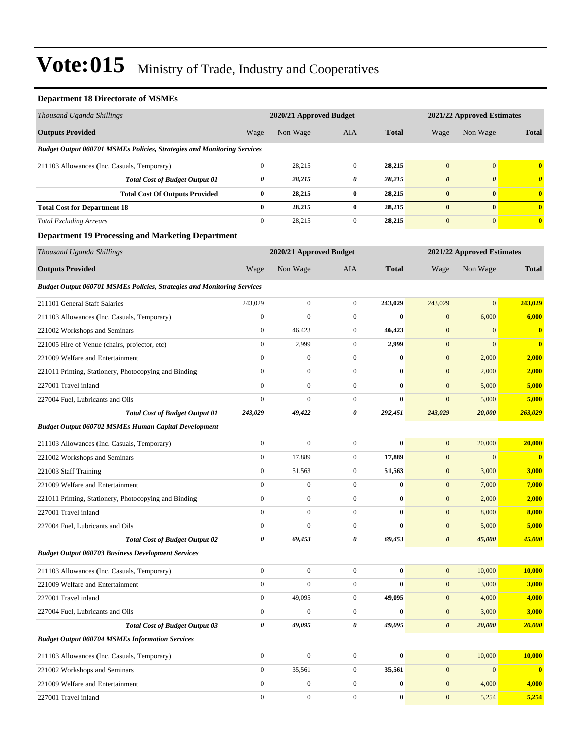# Vote:015 Ministry of Trade, Industry and Cooperatives

### Department 18 Directorate of MSMEs

| Thousand Uganda Shillings | 2020/21 Approved Budget | | | | 2021/22 Approved Estimates | | |
|---|---|---|---|---|---|---|---|
| **Outputs Provided** | Wage | Non Wage | AIA | **Total** | Wage | Non Wage | **Total** |
| ***Budget Output 060701 MSMEs Policies, Strategies and Monitoring Services*** | | | | | | | |
| 211103 Allowances (Inc. Casuals, Temporary) | 0 | 28,215 | 0 | **28,215** | 0 | 0 | **0** |
| ***Total Cost of Budget Output 01*** | ***0*** | ***28,215*** | ***0*** | ***28,215*** | ***0*** | ***0*** | ***0*** |
| **Total Cost Of Outputs Provided** | **0** | **28,215** | **0** | **28,215** | **0** | **0** | **0** |
| **Total Cost for Department 18** | **0** | **28,215** | **0** | **28,215** | **0** | **0** | **0** |
| *Total Excluding Arrears* | 0 | 28,215 | 0 | **28,215** | 0 | 0 | **0** |

### Department 19 Processing and Marketing Department

| Thousand Uganda Shillings | 2020/21 Approved Budget | | | | 2021/22 Approved Estimates | | |
|---|---|---|---|---|---|---|---|
| **Outputs Provided** | Wage | Non Wage | AIA | **Total** | Wage | Non Wage | **Total** |
| ***Budget Output 060701 MSMEs Policies, Strategies and Monitoring Services*** | | | | | | | |
| 211101 General Staff Salaries | 243,029 | 0 | 0 | **243,029** | 243,029 | 0 | **243,029** |
| 211103 Allowances (Inc. Casuals, Temporary) | 0 | 0 | 0 | **0** | 0 | 6,000 | **6,000** |
| 221002 Workshops and Seminars | 0 | 46,423 | 0 | **46,423** | 0 | 0 | **0** |
| 221005 Hire of Venue (chairs, projector, etc) | 0 | 2,999 | 0 | **2,999** | 0 | 0 | **0** |
| 221009 Welfare and Entertainment | 0 | 0 | 0 | **0** | 0 | 2,000 | **2,000** |
| 221011 Printing, Stationery, Photocopying and Binding | 0 | 0 | 0 | **0** | 0 | 2,000 | **2,000** |
| 227001 Travel inland | 0 | 0 | 0 | **0** | 0 | 5,000 | **5,000** |
| 227004 Fuel, Lubricants and Oils | 0 | 0 | 0 | **0** | 0 | 5,000 | **5,000** |
| ***Total Cost of Budget Output 01*** | ***243,029*** | ***49,422*** | ***0*** | ***292,451*** | ***243,029*** | ***20,000*** | ***263,029*** |
| ***Budget Output 060702 MSMEs Human Capital Development*** | | | | | | | |
| 211103 Allowances (Inc. Casuals, Temporary) | 0 | 0 | 0 | **0** | 0 | 20,000 | **20,000** |
| 221002 Workshops and Seminars | 0 | 17,889 | 0 | **17,889** | 0 | 0 | **0** |
| 221003 Staff Training | 0 | 51,563 | 0 | **51,563** | 0 | 3,000 | **3,000** |
| 221009 Welfare and Entertainment | 0 | 0 | 0 | **0** | 0 | 7,000 | **7,000** |
| 221011 Printing, Stationery, Photocopying and Binding | 0 | 0 | 0 | **0** | 0 | 2,000 | **2,000** |
| 227001 Travel inland | 0 | 0 | 0 | **0** | 0 | 8,000 | **8,000** |
| 227004 Fuel, Lubricants and Oils | 0 | 0 | 0 | **0** | 0 | 5,000 | **5,000** |
| ***Total Cost of Budget Output 02*** | ***0*** | ***69,453*** | ***0*** | ***69,453*** | ***0*** | ***45,000*** | ***45,000*** |
| ***Budget Output 060703 Business Development Services*** | | | | | | | |
| 211103 Allowances (Inc. Casuals, Temporary) | 0 | 0 | 0 | **0** | 0 | 10,000 | **10,000** |
| 221009 Welfare and Entertainment | 0 | 0 | 0 | **0** | 0 | 3,000 | **3,000** |
| 227001 Travel inland | 0 | 49,095 | 0 | **49,095** | 0 | 4,000 | **4,000** |
| 227004 Fuel, Lubricants and Oils | 0 | 0 | 0 | **0** | 0 | 3,000 | **3,000** |
| ***Total Cost of Budget Output 03*** | ***0*** | ***49,095*** | ***0*** | ***49,095*** | ***0*** | ***20,000*** | ***20,000*** |
| ***Budget Output 060704 MSMEs Information Services*** | | | | | | | |
| 211103 Allowances (Inc. Casuals, Temporary) | 0 | 0 | 0 | **0** | 0 | 10,000 | **10,000** |
| 221002 Workshops and Seminars | 0 | 35,561 | 0 | **35,561** | 0 | 0 | **0** |
| 221009 Welfare and Entertainment | 0 | 0 | 0 | **0** | 0 | 4,000 | **4,000** |
| 227001 Travel inland | 0 | 0 | 0 | **0** | 0 | 5,254 | **5,254** |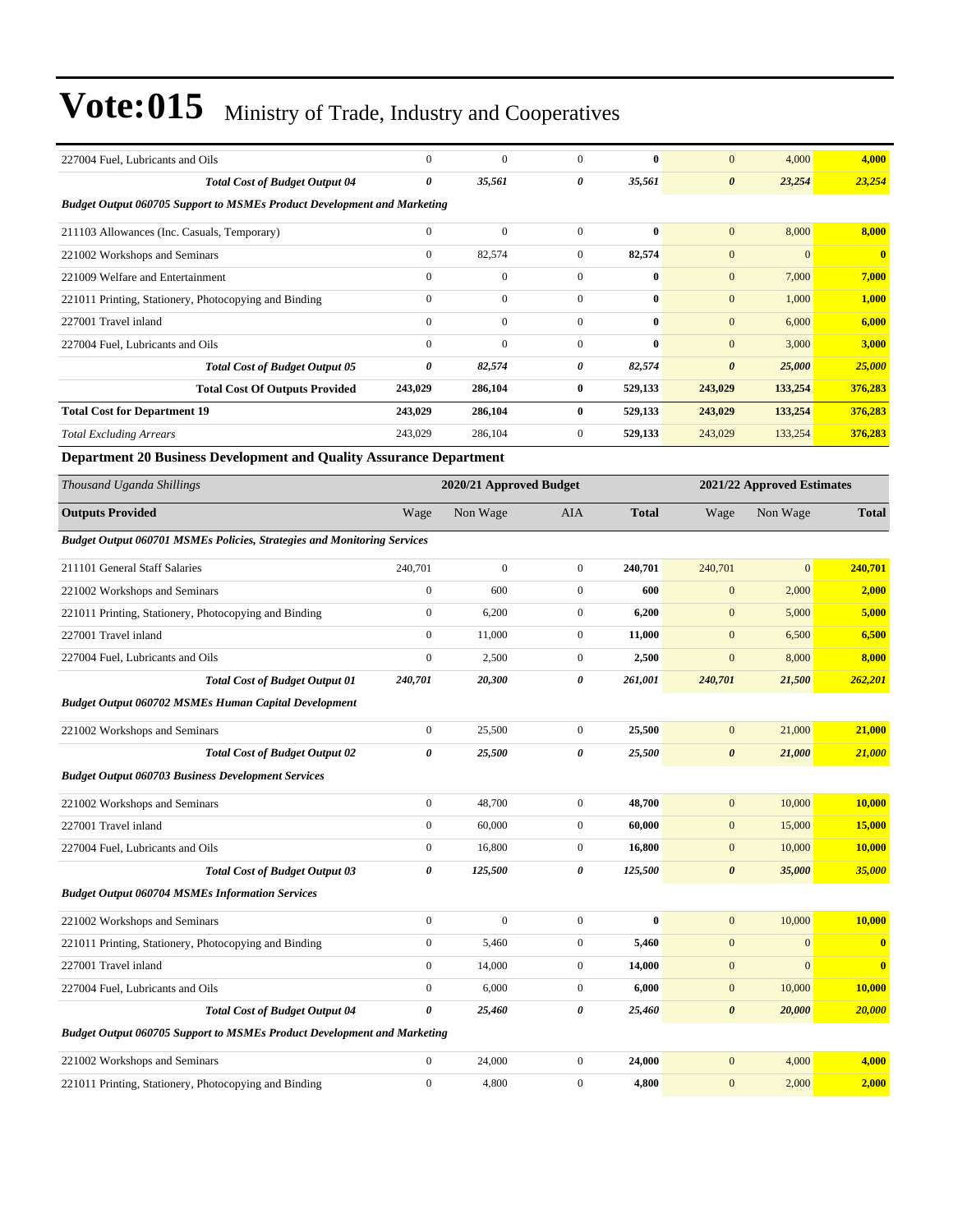| | | | | | | | |
|---|---|---|---|---|---|---|---|
| 227004 Fuel, Lubricants and Oils | 0 | 0 | 0 | **0** | 0 | 4,000 | **4,000** |
| ***Total Cost of Budget Output 04*** | ***0*** | ***35,561*** | ***0*** | ***35,561*** | ***0*** | ***23,254*** | ***23,254*** |
| ***Budget Output 060705 Support to MSMEs Product Development and Marketing*** | | | | | | | |
| 211103 Allowances (Inc. Casuals, Temporary) | 0 | 0 | 0 | **0** | 0 | 8,000 | **8,000** |
| 221002 Workshops and Seminars | 0 | 82,574 | 0 | **82,574** | 0 | 0 | **0** |
| 221009 Welfare and Entertainment | 0 | 0 | 0 | **0** | 0 | 7,000 | **7,000** |
| 221011 Printing, Stationery, Photocopying and Binding | 0 | 0 | 0 | **0** | 0 | 1,000 | **1,000** |
| 227001 Travel inland | 0 | 0 | 0 | **0** | 0 | 6,000 | **6,000** |
| 227004 Fuel, Lubricants and Oils | 0 | 0 | 0 | **0** | 0 | 3,000 | **3,000** |
| ***Total Cost of Budget Output 05*** | ***0*** | ***82,574*** | ***0*** | ***82,574*** | ***0*** | ***25,000*** | ***25,000*** |
| **Total Cost Of Outputs Provided** | **243,029** | **286,104** | **0** | **529,133** | **243,029** | **133,254** | **376,283** |
| **Total Cost for Department 19** | **243,029** | **286,104** | **0** | **529,133** | **243,029** | **133,254** | **376,283** |
| *Total Excluding Arrears* | 243,029 | 286,104 | 0 | **529,133** | 243,029 | 133,254 | **376,283** |

### Department 20 Business Development and Quality Assurance Department

| *Thousand Uganda Shillings* | 2020/21 Approved Budget | | | | 2021/22 Approved Estimates | | |
|---|---|---|---|---|---|---|---|
| **Outputs Provided** | Wage | Non Wage | AIA | **Total** | Wage | Non Wage | **Total** |
| ***Budget Output 060701 MSMEs Policies, Strategies and Monitoring Services*** | | | | | | | |
| 211101 General Staff Salaries | 240,701 | 0 | 0 | **240,701** | 240,701 | 0 | **240,701** |
| 221002 Workshops and Seminars | 0 | 600 | 0 | **600** | 0 | 2,000 | **2,000** |
| 221011 Printing, Stationery, Photocopying and Binding | 0 | 6,200 | 0 | **6,200** | 0 | 5,000 | **5,000** |
| 227001 Travel inland | 0 | 11,000 | 0 | **11,000** | 0 | 6,500 | **6,500** |
| 227004 Fuel, Lubricants and Oils | 0 | 2,500 | 0 | **2,500** | 0 | 8,000 | **8,000** |
| ***Total Cost of Budget Output 01*** | ***240,701*** | ***20,300*** | ***0*** | ***261,001*** | ***240,701*** | ***21,500*** | ***262,201*** |
| ***Budget Output 060702 MSMEs Human Capital Development*** | | | | | | | |
| 221002 Workshops and Seminars | 0 | 25,500 | 0 | **25,500** | 0 | 21,000 | **21,000** |
| ***Total Cost of Budget Output 02*** | ***0*** | ***25,500*** | ***0*** | ***25,500*** | ***0*** | ***21,000*** | ***21,000*** |
| ***Budget Output 060703 Business Development Services*** | | | | | | | |
| 221002 Workshops and Seminars | 0 | 48,700 | 0 | **48,700** | 0 | 10,000 | **10,000** |
| 227001 Travel inland | 0 | 60,000 | 0 | **60,000** | 0 | 15,000 | **15,000** |
| 227004 Fuel, Lubricants and Oils | 0 | 16,800 | 0 | **16,800** | 0 | 10,000 | **10,000** |
| ***Total Cost of Budget Output 03*** | ***0*** | ***125,500*** | ***0*** | ***125,500*** | ***0*** | ***35,000*** | ***35,000*** |
| ***Budget Output 060704 MSMEs Information Services*** | | | | | | | |
| 221002 Workshops and Seminars | 0 | 0 | 0 | **0** | 0 | 10,000 | **10,000** |
| 221011 Printing, Stationery, Photocopying and Binding | 0 | 5,460 | 0 | **5,460** | 0 | 0 | **0** |
| 227001 Travel inland | 0 | 14,000 | 0 | **14,000** | 0 | 0 | **0** |
| 227004 Fuel, Lubricants and Oils | 0 | 6,000 | 0 | **6,000** | 0 | 10,000 | **10,000** |
| ***Total Cost of Budget Output 04*** | ***0*** | ***25,460*** | ***0*** | ***25,460*** | ***0*** | ***20,000*** | ***20,000*** |
| ***Budget Output 060705 Support to MSMEs Product Development and Marketing*** | | | | | | | |
| 221002 Workshops and Seminars | 0 | 24,000 | 0 | **24,000** | 0 | 4,000 | **4,000** |
| 221011 Printing, Stationery, Photocopying and Binding | 0 | 4,800 | 0 | **4,800** | 0 | 2,000 | **2,000** |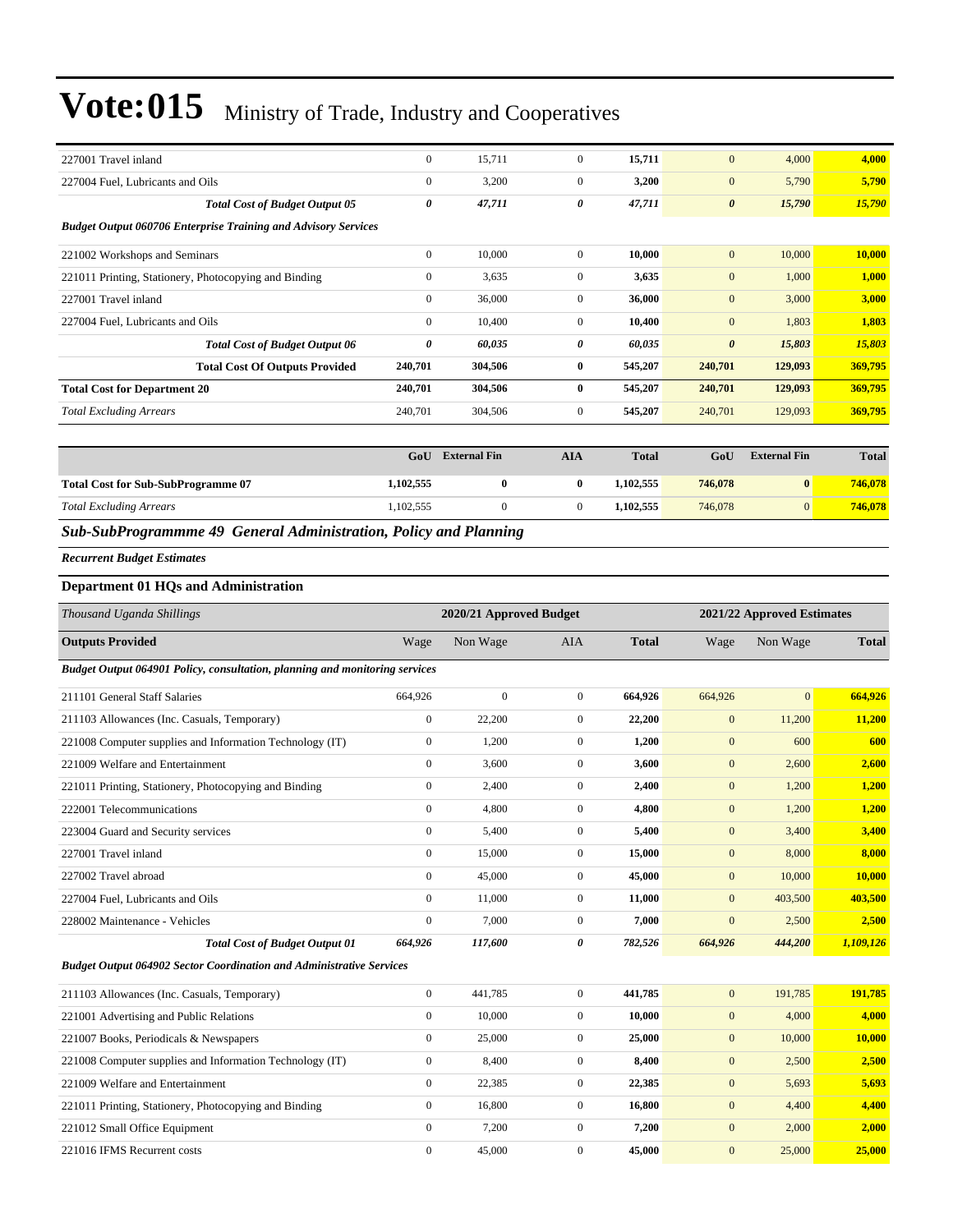# Vote:015 Ministry of Trade, Industry and Cooperatives

| | | | | | | | |
|---|---|---|---|---|---|---|---|
| 227001 Travel inland | 0 | 15,711 | 0 | **15,711** | 0 | 4,000 | **4,000** |
| 227004 Fuel, Lubricants and Oils | 0 | 3,200 | 0 | **3,200** | 0 | 5,790 | **5,790** |
| ***Total Cost of Budget Output 05*** | ***0*** | ***47,711*** | ***0*** | ***47,711*** | ***0*** | ***15,790*** | ***15,790*** |
| ***Budget Output 060706 Enterprise Training and Advisory Services*** | | | | | | | |
| 221002 Workshops and Seminars | 0 | 10,000 | 0 | **10,000** | 0 | 10,000 | **10,000** |
| 221011 Printing, Stationery, Photocopying and Binding | 0 | 3,635 | 0 | **3,635** | 0 | 1,000 | **1,000** |
| 227001 Travel inland | 0 | 36,000 | 0 | **36,000** | 0 | 3,000 | **3,000** |
| 227004 Fuel, Lubricants and Oils | 0 | 10,400 | 0 | **10,400** | 0 | 1,803 | **1,803** |
| ***Total Cost of Budget Output 06*** | ***0*** | ***60,035*** | ***0*** | ***60,035*** | ***0*** | ***15,803*** | ***15,803*** |
| **Total Cost Of Outputs Provided** | **240,701** | **304,506** | **0** | **545,207** | **240,701** | **129,093** | **369,795** |
| **Total Cost for Department 20** | **240,701** | **304,506** | **0** | **545,207** | **240,701** | **129,093** | **369,795** |
| *Total Excluding Arrears* | 240,701 | 304,506 | 0 | **545,207** | 240,701 | 129,093 | **369,795** |

| | GoU | External Fin | AIA | Total | GoU | External Fin | Total |
|---|---|---|---|---|---|---|---|
| **Total Cost for Sub-SubProgramme 07** | **1,102,555** | **0** | **0** | **1,102,555** | **746,078** | **0** | **746,078** |
| *Total Excluding Arrears* | 1,102,555 | 0 | 0 | **1,102,555** | 746,078 | 0 | **746,078** |

## *Sub-SubProgrammme 49 General Administration, Policy and Planning*

***Recurrent Budget Estimates***

### Department 01 HQs and Administration

| *Thousand Uganda Shillings* | 2020/21 Approved Budget | | | | 2021/22 Approved Estimates | | |
|---|---|---|---|---|---|---|---|
| **Outputs Provided** | Wage | Non Wage | AIA | **Total** | Wage | Non Wage | **Total** |
| ***Budget Output 064901 Policy, consultation, planning and monitoring services*** | | | | | | | |
| 211101 General Staff Salaries | 664,926 | 0 | 0 | **664,926** | 664,926 | 0 | **664,926** |
| 211103 Allowances (Inc. Casuals, Temporary) | 0 | 22,200 | 0 | **22,200** | 0 | 11,200 | **11,200** |
| 221008 Computer supplies and Information Technology (IT) | 0 | 1,200 | 0 | **1,200** | 0 | 600 | **600** |
| 221009 Welfare and Entertainment | 0 | 3,600 | 0 | **3,600** | 0 | 2,600 | **2,600** |
| 221011 Printing, Stationery, Photocopying and Binding | 0 | 2,400 | 0 | **2,400** | 0 | 1,200 | **1,200** |
| 222001 Telecommunications | 0 | 4,800 | 0 | **4,800** | 0 | 1,200 | **1,200** |
| 223004 Guard and Security services | 0 | 5,400 | 0 | **5,400** | 0 | 3,400 | **3,400** |
| 227001 Travel inland | 0 | 15,000 | 0 | **15,000** | 0 | 8,000 | **8,000** |
| 227002 Travel abroad | 0 | 45,000 | 0 | **45,000** | 0 | 10,000 | **10,000** |
| 227004 Fuel, Lubricants and Oils | 0 | 11,000 | 0 | **11,000** | 0 | 403,500 | **403,500** |
| 228002 Maintenance - Vehicles | 0 | 7,000 | 0 | **7,000** | 0 | 2,500 | **2,500** |
| ***Total Cost of Budget Output 01*** | ***664,926*** | ***117,600*** | ***0*** | ***782,526*** | ***664,926*** | ***444,200*** | ***1,109,126*** |
| ***Budget Output 064902 Sector Coordination and Administrative Services*** | | | | | | | |
| 211103 Allowances (Inc. Casuals, Temporary) | 0 | 441,785 | 0 | **441,785** | 0 | 191,785 | **191,785** |
| 221001 Advertising and Public Relations | 0 | 10,000 | 0 | **10,000** | 0 | 4,000 | **4,000** |
| 221007 Books, Periodicals & Newspapers | 0 | 25,000 | 0 | **25,000** | 0 | 10,000 | **10,000** |
| 221008 Computer supplies and Information Technology (IT) | 0 | 8,400 | 0 | **8,400** | 0 | 2,500 | **2,500** |
| 221009 Welfare and Entertainment | 0 | 22,385 | 0 | **22,385** | 0 | 5,693 | **5,693** |
| 221011 Printing, Stationery, Photocopying and Binding | 0 | 16,800 | 0 | **16,800** | 0 | 4,400 | **4,400** |
| 221012 Small Office Equipment | 0 | 7,200 | 0 | **7,200** | 0 | 2,000 | **2,000** |
| 221016 IFMS Recurrent costs | 0 | 45,000 | 0 | **45,000** | 0 | 25,000 | **25,000** |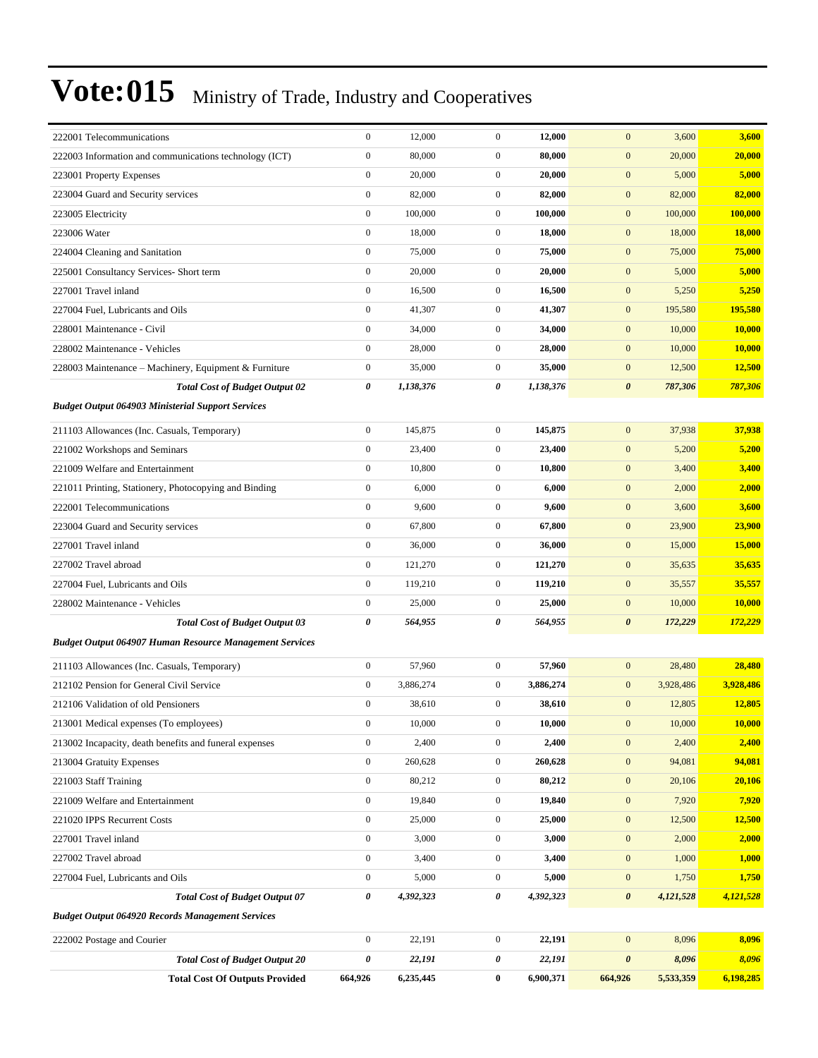# Vote:015 Ministry of Trade, Industry and Cooperatives

| | | | | | | | |
|---|---|---|---|---|---|---|---|
| 222001 Telecommunications | 0 | 12,000 | 0 | **12,000** | 0 | 3,600 | **3,600** |
| 222003 Information and communications technology (ICT) | 0 | 80,000 | 0 | **80,000** | 0 | 20,000 | **20,000** |
| 223001 Property Expenses | 0 | 20,000 | 0 | **20,000** | 0 | 5,000 | **5,000** |
| 223004 Guard and Security services | 0 | 82,000 | 0 | **82,000** | 0 | 82,000 | **82,000** |
| 223005 Electricity | 0 | 100,000 | 0 | **100,000** | 0 | 100,000 | **100,000** |
| 223006 Water | 0 | 18,000 | 0 | **18,000** | 0 | 18,000 | **18,000** |
| 224004 Cleaning and Sanitation | 0 | 75,000 | 0 | **75,000** | 0 | 75,000 | **75,000** |
| 225001 Consultancy Services- Short term | 0 | 20,000 | 0 | **20,000** | 0 | 5,000 | **5,000** |
| 227001 Travel inland | 0 | 16,500 | 0 | **16,500** | 0 | 5,250 | **5,250** |
| 227004 Fuel, Lubricants and Oils | 0 | 41,307 | 0 | **41,307** | 0 | 195,580 | **195,580** |
| 228001 Maintenance - Civil | 0 | 34,000 | 0 | **34,000** | 0 | 10,000 | **10,000** |
| 228002 Maintenance - Vehicles | 0 | 28,000 | 0 | **28,000** | 0 | 10,000 | **10,000** |
| 228003 Maintenance – Machinery, Equipment & Furniture | 0 | 35,000 | 0 | **35,000** | 0 | 12,500 | **12,500** |
| ***Total Cost of Budget Output 02*** | ***0*** | ***1,138,376*** | ***0*** | ***1,138,376*** | ***0*** | ***787,306*** | ***787,306*** |
| ***Budget Output 064903 Ministerial Support Services*** | | | | | | | |
| 211103 Allowances (Inc. Casuals, Temporary) | 0 | 145,875 | 0 | **145,875** | 0 | 37,938 | **37,938** |
| 221002 Workshops and Seminars | 0 | 23,400 | 0 | **23,400** | 0 | 5,200 | **5,200** |
| 221009 Welfare and Entertainment | 0 | 10,800 | 0 | **10,800** | 0 | 3,400 | **3,400** |
| 221011 Printing, Stationery, Photocopying and Binding | 0 | 6,000 | 0 | **6,000** | 0 | 2,000 | **2,000** |
| 222001 Telecommunications | 0 | 9,600 | 0 | **9,600** | 0 | 3,600 | **3,600** |
| 223004 Guard and Security services | 0 | 67,800 | 0 | **67,800** | 0 | 23,900 | **23,900** |
| 227001 Travel inland | 0 | 36,000 | 0 | **36,000** | 0 | 15,000 | **15,000** |
| 227002 Travel abroad | 0 | 121,270 | 0 | **121,270** | 0 | 35,635 | **35,635** |
| 227004 Fuel, Lubricants and Oils | 0 | 119,210 | 0 | **119,210** | 0 | 35,557 | **35,557** |
| 228002 Maintenance - Vehicles | 0 | 25,000 | 0 | **25,000** | 0 | 10,000 | **10,000** |
| ***Total Cost of Budget Output 03*** | ***0*** | ***564,955*** | ***0*** | ***564,955*** | ***0*** | ***172,229*** | ***172,229*** |
| ***Budget Output 064907 Human Resource Management Services*** | | | | | | | |
| 211103 Allowances (Inc. Casuals, Temporary) | 0 | 57,960 | 0 | **57,960** | 0 | 28,480 | **28,480** |
| 212102 Pension for General Civil Service | 0 | 3,886,274 | 0 | **3,886,274** | 0 | 3,928,486 | **3,928,486** |
| 212106 Validation of old Pensioners | 0 | 38,610 | 0 | **38,610** | 0 | 12,805 | **12,805** |
| 213001 Medical expenses (To employees) | 0 | 10,000 | 0 | **10,000** | 0 | 10,000 | **10,000** |
| 213002 Incapacity, death benefits and funeral expenses | 0 | 2,400 | 0 | **2,400** | 0 | 2,400 | **2,400** |
| 213004 Gratuity Expenses | 0 | 260,628 | 0 | **260,628** | 0 | 94,081 | **94,081** |
| 221003 Staff Training | 0 | 80,212 | 0 | **80,212** | 0 | 20,106 | **20,106** |
| 221009 Welfare and Entertainment | 0 | 19,840 | 0 | **19,840** | 0 | 7,920 | **7,920** |
| 221020 IPPS Recurrent Costs | 0 | 25,000 | 0 | **25,000** | 0 | 12,500 | **12,500** |
| 227001 Travel inland | 0 | 3,000 | 0 | **3,000** | 0 | 2,000 | **2,000** |
| 227002 Travel abroad | 0 | 3,400 | 0 | **3,400** | 0 | 1,000 | **1,000** |
| 227004 Fuel, Lubricants and Oils | 0 | 5,000 | 0 | **5,000** | 0 | 1,750 | **1,750** |
| ***Total Cost of Budget Output 07*** | ***0*** | ***4,392,323*** | ***0*** | ***4,392,323*** | ***0*** | ***4,121,528*** | ***4,121,528*** |
| ***Budget Output 064920 Records Management Services*** | | | | | | | |
| 222002 Postage and Courier | 0 | 22,191 | 0 | **22,191** | 0 | 8,096 | **8,096** |
| ***Total Cost of Budget Output 20*** | ***0*** | ***22,191*** | ***0*** | ***22,191*** | ***0*** | ***8,096*** | ***8,096*** |
| **Total Cost Of Outputs Provided** | **664,926** | **6,235,445** | **0** | **6,900,371** | **664,926** | **5,533,359** | **6,198,285** |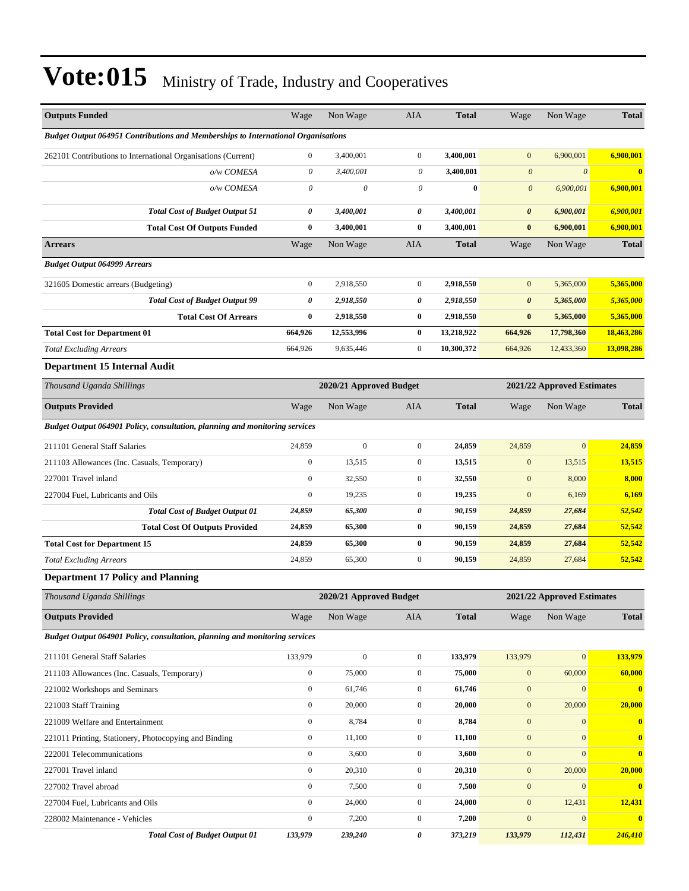# Vote:015 Ministry of Trade, Industry and Cooperatives

| Outputs Funded | Wage | Non Wage | AIA | Total | Wage | Non Wage | Total |
|---|---|---|---|---|---|---|---|
| ***Budget Output 064951 Contributions and Memberships to International Organisations*** | | | | | | | |
| 262101 Contributions to International Organisations (Current) | 0 | 3,400,001 | 0 | **3,400,001** | 0 | 6,900,001 | **6,900,001** |
| *o/w COMESA* | *0* | *3,400,001* | *0* | **3,400,001** | *0* | *0* | **0** |
| *o/w COMESA* | *0* | *0* | *0* | **0** | *0* | *6,900,001* | **6,900,001** |
| ***Total Cost of Budget Output 51*** | ***0*** | ***3,400,001*** | ***0*** | ***3,400,001*** | ***0*** | ***6,900,001*** | ***6,900,001*** |
| **Total Cost Of Outputs Funded** | **0** | **3,400,001** | **0** | **3,400,001** | **0** | **6,900,001** | **6,900,001** |
| **Arrears** | Wage | Non Wage | AIA | **Total** | Wage | Non Wage | **Total** |
| ***Budget Output 064999 Arrears*** | | | | | | | |
| 321605 Domestic arrears (Budgeting) | 0 | 2,918,550 | 0 | **2,918,550** | 0 | 5,365,000 | **5,365,000** |
| ***Total Cost of Budget Output 99*** | ***0*** | ***2,918,550*** | ***0*** | ***2,918,550*** | ***0*** | ***5,365,000*** | ***5,365,000*** |
| **Total Cost Of Arrears** | **0** | **2,918,550** | **0** | **2,918,550** | **0** | **5,365,000** | **5,365,000** |
| **Total Cost for Department 01** | **664,926** | **12,553,996** | **0** | **13,218,922** | **664,926** | **17,798,360** | **18,463,286** |
| *Total Excluding Arrears* | 664,926 | 9,635,446 | 0 | **10,300,372** | 664,926 | 12,433,360 | **13,098,286** |

### Department 15 Internal Audit

| *Thousand Uganda Shillings* | 2020/21 Approved Budget | | | | 2021/22 Approved Estimates | | |
|---|---|---|---|---|---|---|---|
| **Outputs Provided** | Wage | Non Wage | AIA | **Total** | Wage | Non Wage | **Total** |
| ***Budget Output 064901 Policy, consultation, planning and monitoring services*** | | | | | | | |
| 211101 General Staff Salaries | 24,859 | 0 | 0 | **24,859** | 24,859 | 0 | **24,859** |
| 211103 Allowances (Inc. Casuals, Temporary) | 0 | 13,515 | 0 | **13,515** | 0 | 13,515 | **13,515** |
| 227001 Travel inland | 0 | 32,550 | 0 | **32,550** | 0 | 8,000 | **8,000** |
| 227004 Fuel, Lubricants and Oils | 0 | 19,235 | 0 | **19,235** | 0 | 6,169 | **6,169** |
| ***Total Cost of Budget Output 01*** | ***24,859*** | ***65,300*** | ***0*** | ***90,159*** | ***24,859*** | ***27,684*** | ***52,542*** |
| **Total Cost Of Outputs Provided** | **24,859** | **65,300** | **0** | **90,159** | **24,859** | **27,684** | **52,542** |
| **Total Cost for Department 15** | **24,859** | **65,300** | **0** | **90,159** | **24,859** | **27,684** | **52,542** |
| *Total Excluding Arrears* | 24,859 | 65,300 | 0 | **90,159** | 24,859 | 27,684 | **52,542** |

### Department 17 Policy and Planning

| *Thousand Uganda Shillings* | 2020/21 Approved Budget | | | | 2021/22 Approved Estimates | | |
|---|---|---|---|---|---|---|---|
| **Outputs Provided** | Wage | Non Wage | AIA | **Total** | Wage | Non Wage | **Total** |
| ***Budget Output 064901 Policy, consultation, planning and monitoring services*** | | | | | | | |
| 211101 General Staff Salaries | 133,979 | 0 | 0 | **133,979** | 133,979 | 0 | **133,979** |
| 211103 Allowances (Inc. Casuals, Temporary) | 0 | 75,000 | 0 | **75,000** | 0 | 60,000 | **60,000** |
| 221002 Workshops and Seminars | 0 | 61,746 | 0 | **61,746** | 0 | 0 | **0** |
| 221003 Staff Training | 0 | 20,000 | 0 | **20,000** | 0 | 20,000 | **20,000** |
| 221009 Welfare and Entertainment | 0 | 8,784 | 0 | **8,784** | 0 | 0 | **0** |
| 221011 Printing, Stationery, Photocopying and Binding | 0 | 11,100 | 0 | **11,100** | 0 | 0 | **0** |
| 222001 Telecommunications | 0 | 3,600 | 0 | **3,600** | 0 | 0 | **0** |
| 227001 Travel inland | 0 | 20,310 | 0 | **20,310** | 0 | 20,000 | **20,000** |
| 227002 Travel abroad | 0 | 7,500 | 0 | **7,500** | 0 | 0 | **0** |
| 227004 Fuel, Lubricants and Oils | 0 | 24,000 | 0 | **24,000** | 0 | 12,431 | **12,431** |
| 228002 Maintenance - Vehicles | 0 | 7,200 | 0 | **7,200** | 0 | 0 | **0** |
| ***Total Cost of Budget Output 01*** | ***133,979*** | ***239,240*** | ***0*** | ***373,219*** | ***133,979*** | ***112,431*** | ***246,410*** |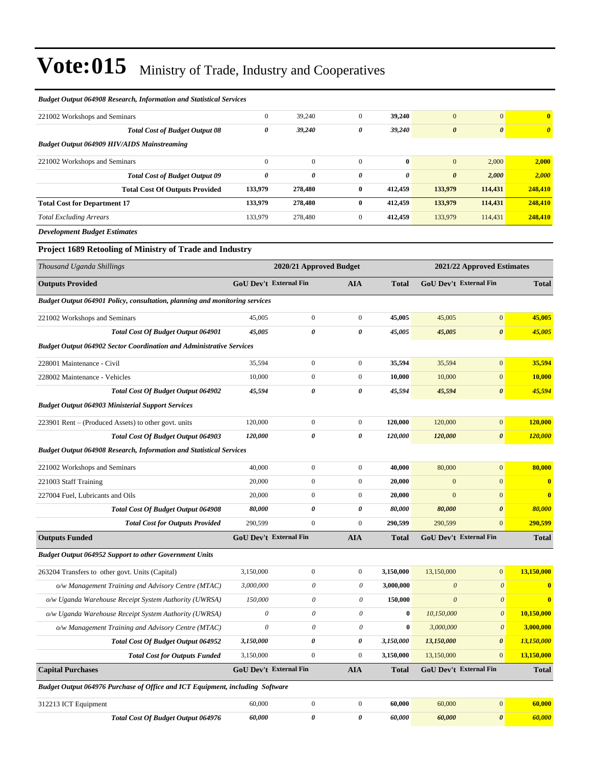# Vote:015 Ministry of Trade, Industry and Cooperatives

| | | | | | | | |
|---|---|---|---|---|---|---|---|
| ***Budget Output 064908 Research, Information and Statistical Services*** | | | | | | | |
| 221002 Workshops and Seminars | 0 | 39,240 | 0 | **39,240** | 0 | 0 | **0** |
| ***Total Cost of Budget Output 08*** | ***0*** | ***39,240*** | ***0*** | ***39,240*** | ***0*** | ***0*** | ***0*** |
| ***Budget Output 064909 HIV/AIDS Mainstreaming*** | | | | | | | |
| 221002 Workshops and Seminars | 0 | 0 | 0 | **0** | 0 | 2,000 | **2,000** |
| ***Total Cost of Budget Output 09*** | ***0*** | ***0*** | ***0*** | ***0*** | ***0*** | ***2,000*** | ***2,000*** |
| **Total Cost Of Outputs Provided** | **133,979** | **278,480** | **0** | **412,459** | **133,979** | **114,431** | **248,410** |
| **Total Cost for Department 17** | **133,979** | **278,480** | **0** | **412,459** | **133,979** | **114,431** | **248,410** |
| *Total Excluding Arrears* | 133,979 | 278,480 | 0 | **412,459** | 133,979 | 114,431 | **248,410** |

***Development Budget Estimates***

### Project 1689 Retooling of Ministry of Trade and Industry

| *Thousand Uganda Shillings* | 2020/21 Approved Budget | | | | 2021/22 Approved Estimates | | |
|---|---|---|---|---|---|---|---|
| **Outputs Provided** | **GoU Dev't** | **External Fin** | **AIA** | **Total** | **GoU Dev't** | **External Fin** | **Total** |
| ***Budget Output 064901 Policy, consultation, planning and monitoring services*** | | | | | | | |
| 221002 Workshops and Seminars | 45,005 | 0 | 0 | **45,005** | 45,005 | 0 | **45,005** |
| ***Total Cost Of Budget Output 064901*** | ***45,005*** | ***0*** | ***0*** | ***45,005*** | ***45,005*** | ***0*** | ***45,005*** |
| ***Budget Output 064902 Sector Coordination and Administrative Services*** | | | | | | | |
| 228001 Maintenance - Civil | 35,594 | 0 | 0 | **35,594** | 35,594 | 0 | **35,594** |
| 228002 Maintenance - Vehicles | 10,000 | 0 | 0 | **10,000** | 10,000 | 0 | **10,000** |
| ***Total Cost Of Budget Output 064902*** | ***45,594*** | ***0*** | ***0*** | ***45,594*** | ***45,594*** | ***0*** | ***45,594*** |
| ***Budget Output 064903 Ministerial Support Services*** | | | | | | | |
| 223901 Rent – (Produced Assets) to other govt. units | 120,000 | 0 | 0 | **120,000** | 120,000 | 0 | **120,000** |
| ***Total Cost Of Budget Output 064903*** | ***120,000*** | ***0*** | ***0*** | ***120,000*** | ***120,000*** | ***0*** | ***120,000*** |
| ***Budget Output 064908 Research, Information and Statistical Services*** | | | | | | | |
| 221002 Workshops and Seminars | 40,000 | 0 | 0 | **40,000** | 80,000 | 0 | **80,000** |
| 221003 Staff Training | 20,000 | 0 | 0 | **20,000** | 0 | 0 | **0** |
| 227004 Fuel, Lubricants and Oils | 20,000 | 0 | 0 | **20,000** | 0 | 0 | **0** |
| ***Total Cost Of Budget Output 064908*** | ***80,000*** | ***0*** | ***0*** | ***80,000*** | ***80,000*** | ***0*** | ***80,000*** |
| ***Total Cost for Outputs Provided*** | 290,599 | 0 | 0 | **290,599** | 290,599 | 0 | **290,599** |
| **Outputs Funded** | **GoU Dev't** | **External Fin** | **AIA** | **Total** | **GoU Dev't** | **External Fin** | **Total** |
| ***Budget Output 064952 Support to other Government Units*** | | | | | | | |
| 263204 Transfers to other govt. Units (Capital) | 3,150,000 | 0 | 0 | **3,150,000** | 13,150,000 | 0 | **13,150,000** |
| *o/w Management Training and Advisory Centre (MTAC)* | *3,000,000* | *0* | *0* | **3,000,000** | *0* | *0* | **0** |
| *o/w Uganda Warehouse Receipt System Authority (UWRSA)* | *150,000* | *0* | *0* | **150,000** | *0* | *0* | **0** |
| *o/w Uganda Warehouse Receipt System Authority (UWRSA)* | *0* | *0* | *0* | **0** | *10,150,000* | *0* | **10,150,000** |
| *o/w Management Training and Advisory Centre (MTAC)* | *0* | *0* | *0* | **0** | *3,000,000* | *0* | **3,000,000** |
| ***Total Cost Of Budget Output 064952*** | ***3,150,000*** | ***0*** | ***0*** | ***3,150,000*** | ***13,150,000*** | ***0*** | ***13,150,000*** |
| ***Total Cost for Outputs Funded*** | 3,150,000 | 0 | 0 | **3,150,000** | 13,150,000 | 0 | **13,150,000** |
| **Capital Purchases** | **GoU Dev't** | **External Fin** | **AIA** | **Total** | **GoU Dev't** | **External Fin** | **Total** |
| ***Budget Output 064976 Purchase of Office and ICT Equipment, including Software*** | | | | | | | |
| 312213 ICT Equipment | 60,000 | 0 | 0 | **60,000** | 60,000 | 0 | **60,000** |
| ***Total Cost Of Budget Output 064976*** | ***60,000*** | ***0*** | ***0*** | ***60,000*** | ***60,000*** | ***0*** | ***60,000*** |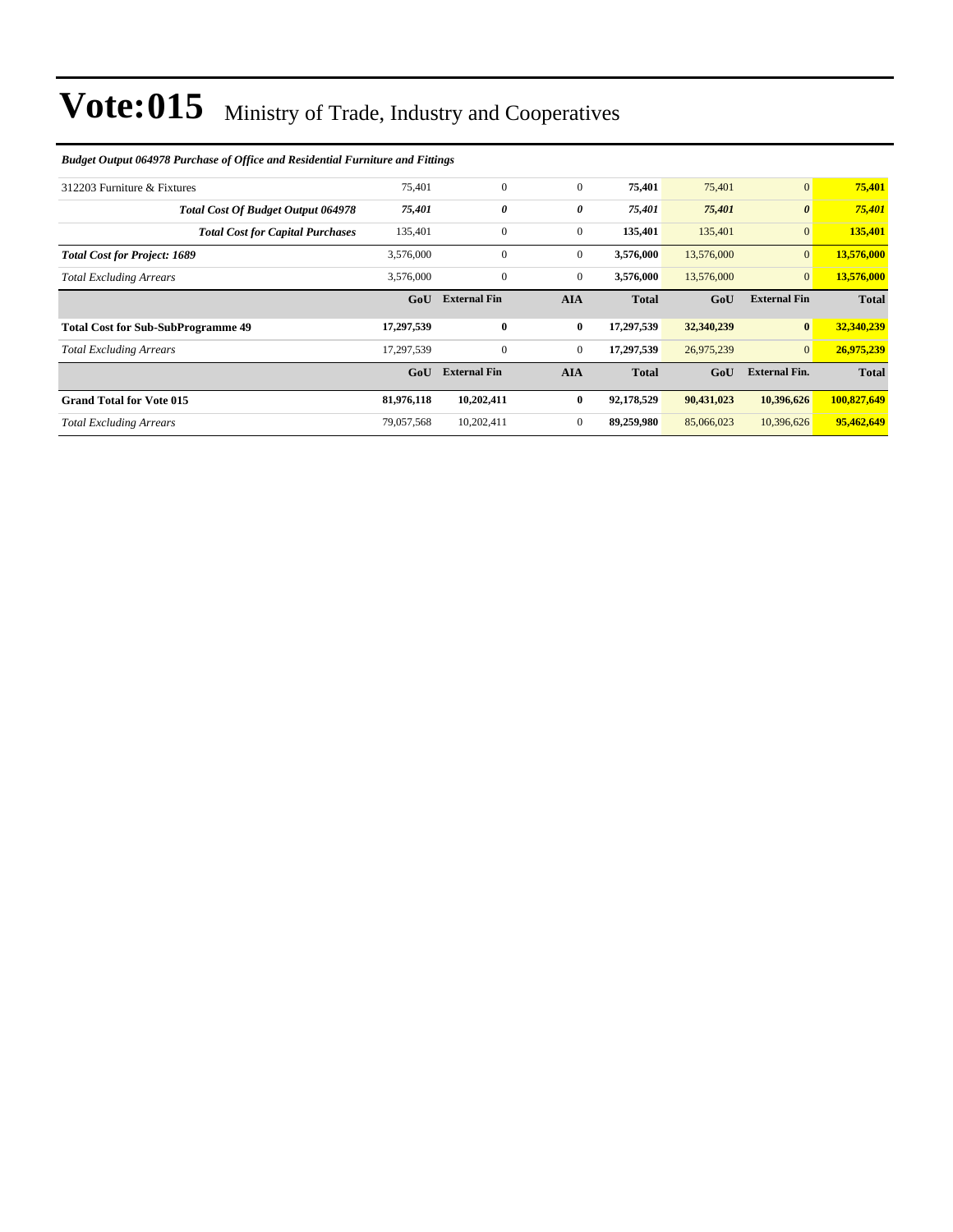# Vote:015 Ministry of Trade, Industry and Cooperatives

***Budget Output 064978 Purchase of Office and Residential Furniture and Fittings***

| | | | | | | | |
|---|---|---|---|---|---|---|---|
| 312203 Furniture & Fixtures | 75,401 | 0 | 0 | **75,401** | 75,401 | 0 | **75,401** |
| ***Total Cost Of Budget Output 064978*** | ***75,401*** | ***0*** | ***0*** | ***75,401*** | ***75,401*** | ***0*** | ***75,401*** |
| ***Total Cost for Capital Purchases*** | 135,401 | 0 | 0 | **135,401** | 135,401 | 0 | **135,401** |
| ***Total Cost for Project: 1689*** | 3,576,000 | 0 | 0 | **3,576,000** | 13,576,000 | 0 | **13,576,000** |
| *Total Excluding Arrears* | 3,576,000 | 0 | 0 | **3,576,000** | 13,576,000 | 0 | **13,576,000** |
| | **GoU** | **External Fin** | **AIA** | **Total** | **GoU** | **External Fin** | **Total** |
| **Total Cost for Sub-SubProgramme 49** | **17,297,539** | **0** | **0** | **17,297,539** | **32,340,239** | **0** | **32,340,239** |
| *Total Excluding Arrears* | 17,297,539 | 0 | 0 | **17,297,539** | 26,975,239 | 0 | **26,975,239** |
| | **GoU** | **External Fin** | **AIA** | **Total** | **GoU** | **External Fin.** | **Total** |
| **Grand Total for Vote 015** | **81,976,118** | **10,202,411** | **0** | **92,178,529** | **90,431,023** | **10,396,626** | **100,827,649** |
| *Total Excluding Arrears* | 79,057,568 | 10,202,411 | 0 | **89,259,980** | 85,066,023 | 10,396,626 | **95,462,649** |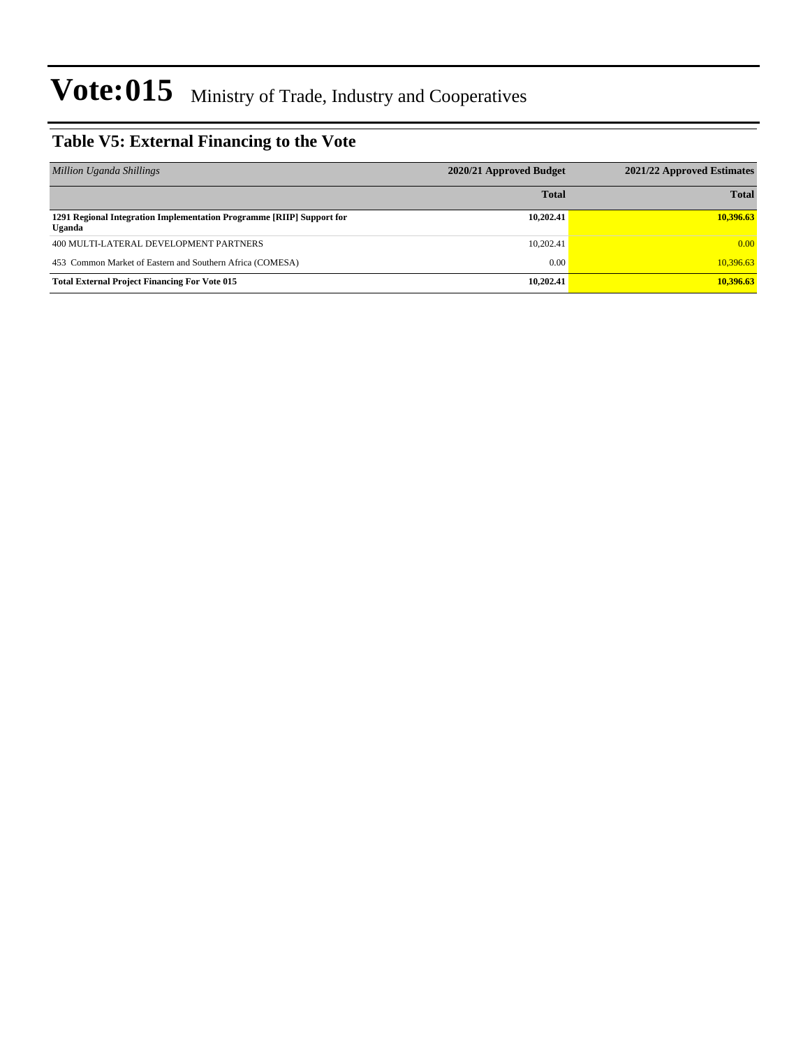# Vote:015 Ministry of Trade, Industry and Cooperatives

## Table V5: External Financing to the Vote

| *Million Uganda Shillings* | 2020/21 Approved Budget | 2021/22 Approved Estimates |
|---|---|---|
| | **Total** | **Total** |
| **1291 Regional Integration Implementation Programme [RIIP] Support for Uganda** | **10,202.41** | **10,396.63** |
| 400 MULTI-LATERAL DEVELOPMENT PARTNERS | 10,202.41 | 0.00 |
| 453 Common Market of Eastern and Southern Africa (COMESA) | 0.00 | 10,396.63 |
| **Total External Project Financing For Vote 015** | **10,202.41** | **10,396.63** |